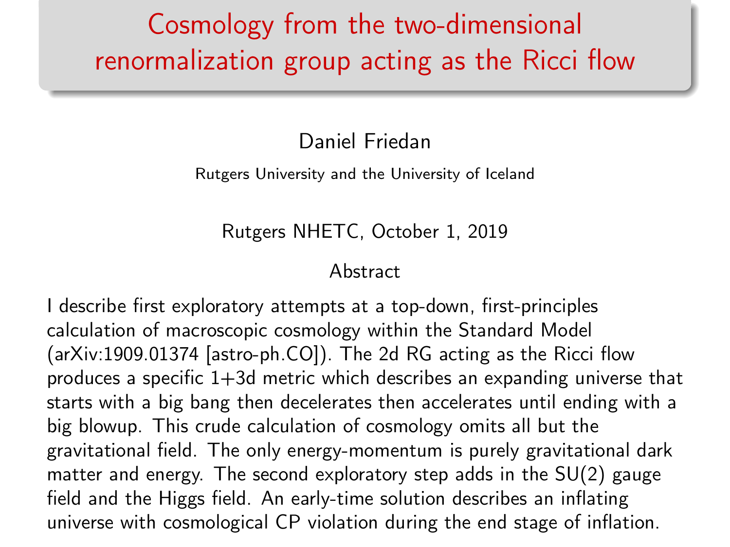# Cosmology from the two-dimensional renormalization group acting as the Ricci flow

Daniel Friedan

Rutgers University and the University of Iceland

Rutgers NHETC, October 1, 2019

## Abstract

I describe first exploratory attempts at a top-down, first-principles calculation of macroscopic cosmology within the Standard Model (arXiv:1909.01374 [astro-ph.CO]). The 2d RG acting as the Ricci flow produces a specific 1+3d metric which describes an expanding universe that starts with a big bang then decelerates then accelerates until ending with a big blowup. This crude calculation of cosmology omits all but the gravitational field. The only energy-momentum is purely gravitational dark matter and energy. The second exploratory step adds in the SU(2) gauge field and the Higgs field. An early-time solution describes an inflating universe with cosmological CP violation during the end stage of inflation.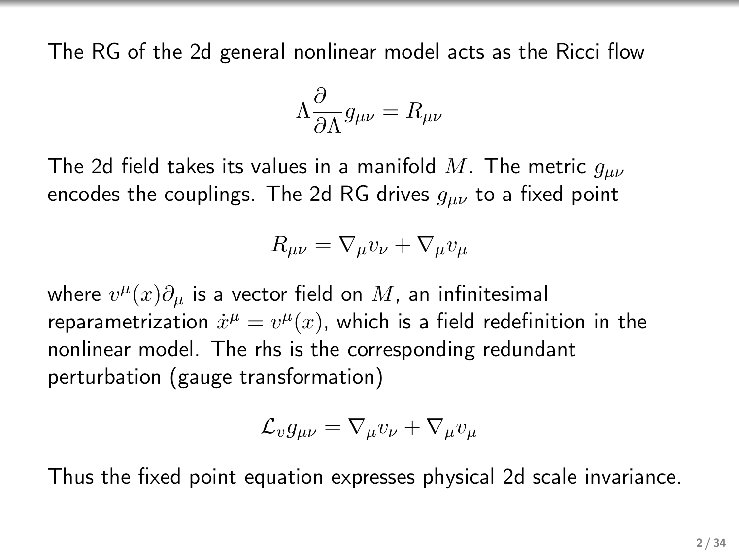The RG of the 2d general nonlinear model acts as the Ricci flow

$$\Lambda \frac{\partial}{\partial \Lambda} g_{\mu\nu} = R_{\mu\nu}$$

The 2d field takes its values in a manifold $M$. The metric $g_{\mu\nu}$ encodes the couplings. The 2d RG drives $g_{\mu\nu}$ to a fixed point

$$R_{\mu\nu} = \nabla_\mu v_\nu + \nabla_\mu v_\mu$$

where $v^\mu(x)\partial_\mu$ is a vector field on $M$, an infinitesimal reparametrization $\dot{x}^\mu = v^\mu(x)$, which is a field redefinition in the nonlinear model. The rhs is the corresponding redundant perturbation (gauge transformation)

$$\mathcal{L}_v g_{\mu\nu} = \nabla_\mu v_\nu + \nabla_\mu v_\mu$$

Thus the fixed point equation expresses physical 2d scale invariance.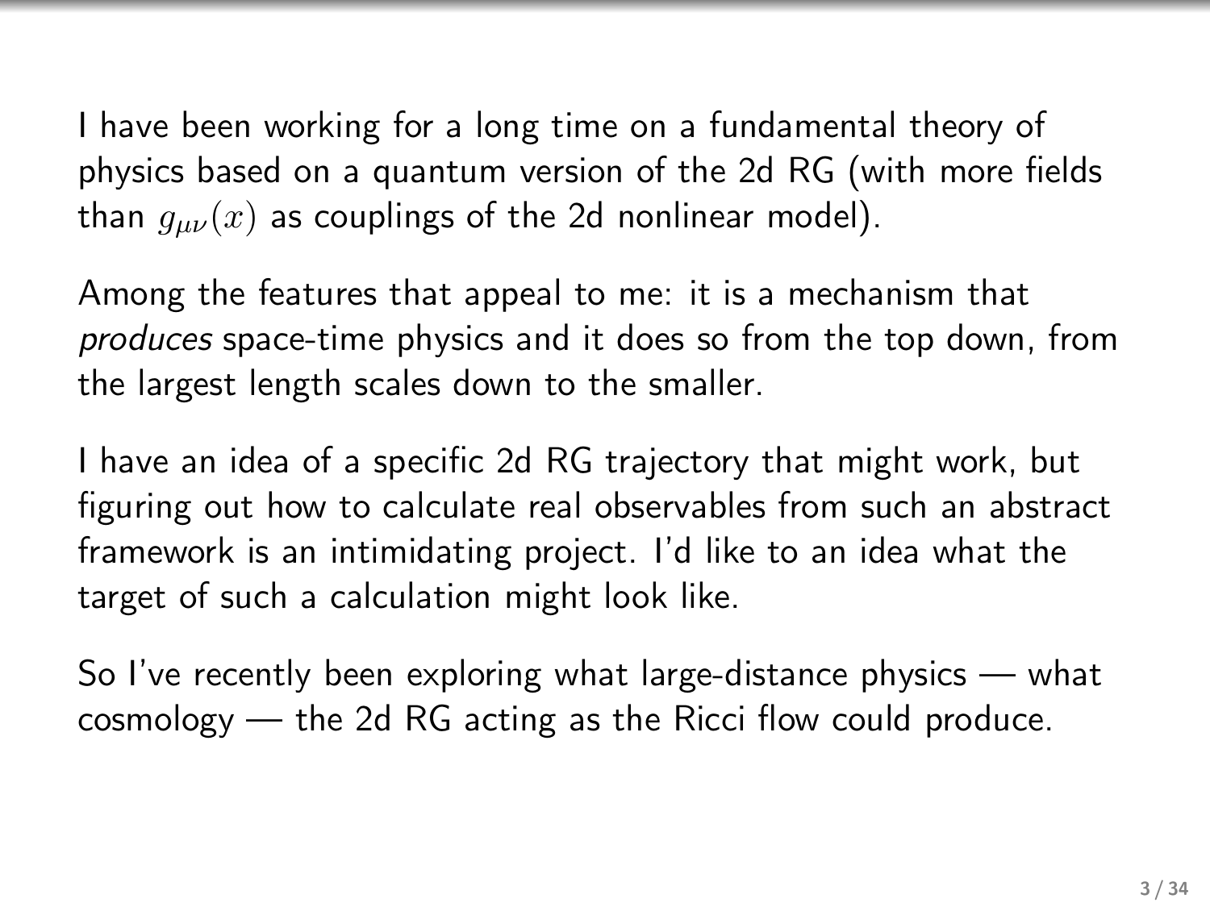I have been working for a long time on a fundamental theory of physics based on a quantum version of the 2d RG (with more fields than $g_{\mu\nu}(x)$ as couplings of the 2d nonlinear model).

Among the features that appeal to me: it is a mechanism that *produces* space-time physics and it does so from the top down, from the largest length scales down to the smaller.

I have an idea of a specific 2d RG trajectory that might work, but figuring out how to calculate real observables from such an abstract framework is an intimidating project. I'd like to an idea what the target of such a calculation might look like.

So I've recently been exploring what large-distance physics — what cosmology — the 2d RG acting as the Ricci flow could produce.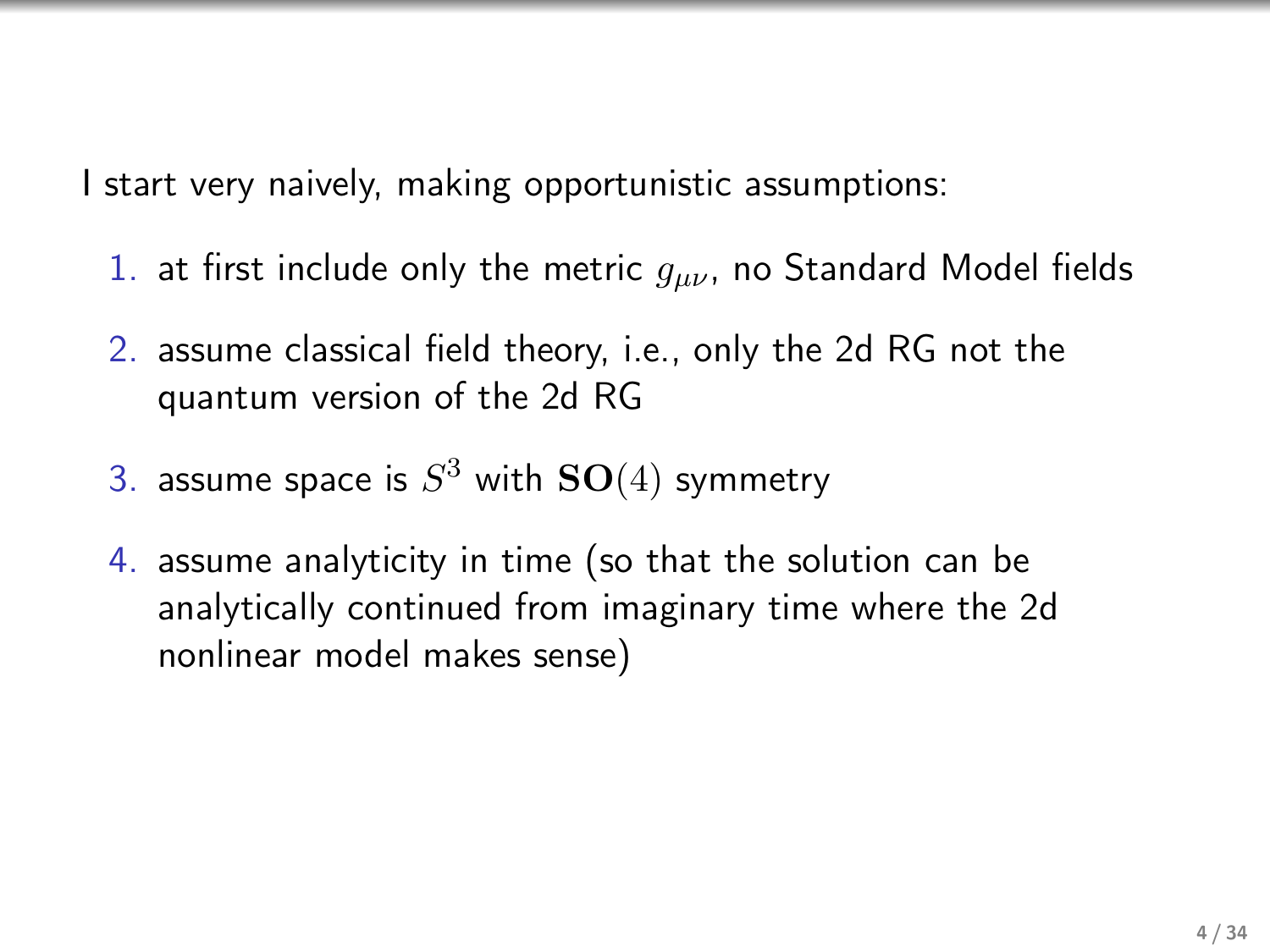I start very naively, making opportunistic assumptions:

1. at first include only the metric $g_{\mu\nu}$, no Standard Model fields
2. assume classical field theory, i.e., only the 2d RG not the quantum version of the 2d RG
3. assume space is $S^3$ with $\mathbf{SO}(4)$ symmetry
4. assume analyticity in time (so that the solution can be analytically continued from imaginary time where the 2d nonlinear model makes sense)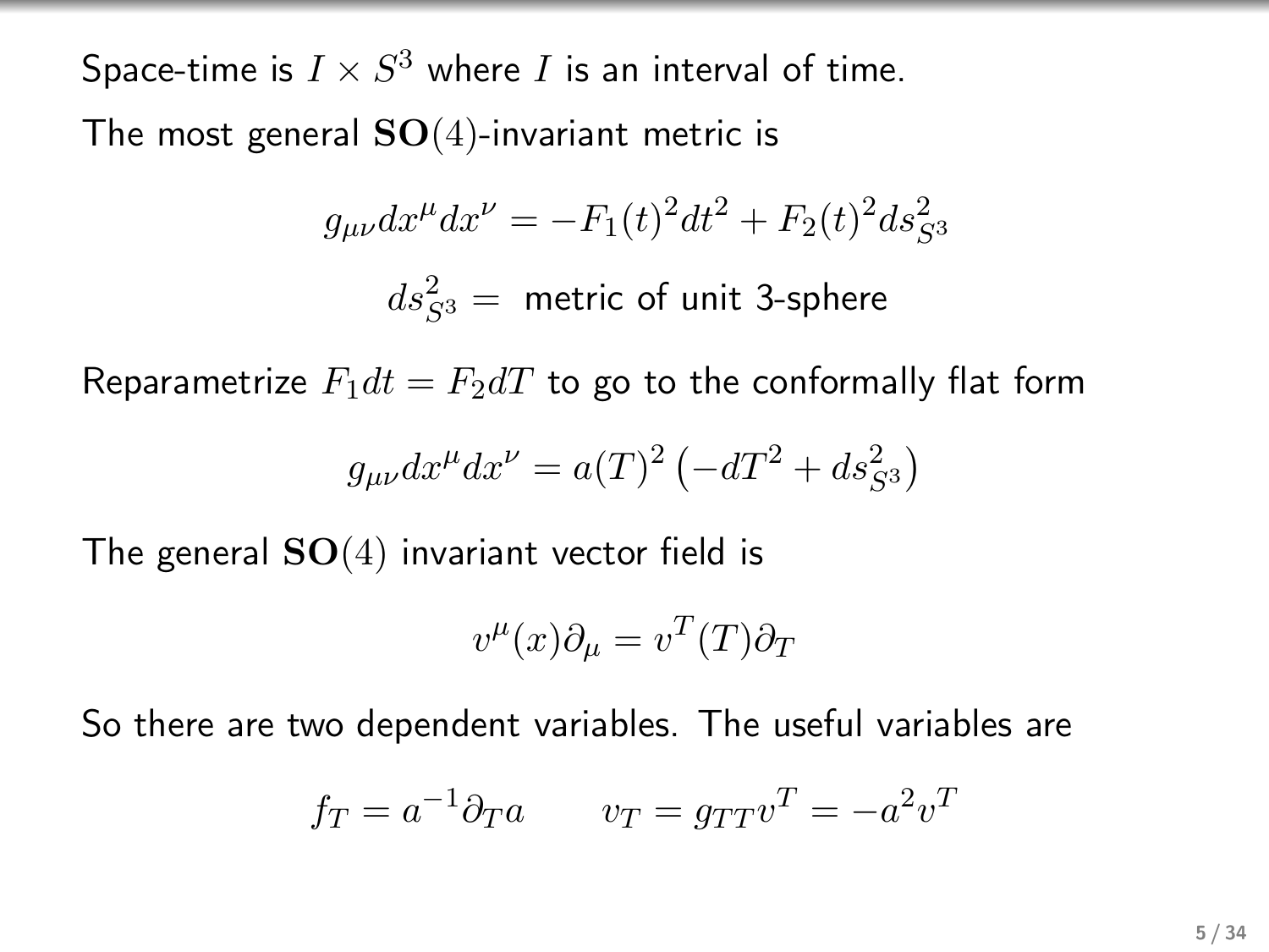Space-time is $I \times S^3$ where $I$ is an interval of time.

The most general $\mathbf{SO}(4)$-invariant metric is

$$g_{\mu\nu} dx^\mu dx^\nu = -F_1(t)^2 dt^2 + F_2(t)^2 ds^2_{S^3}$$

$$ds^2_{S^3} = \text{ metric of unit 3-sphere}$$

Reparametrize $F_1 dt = F_2 dT$ to go to the conformally flat form

$$g_{\mu\nu} dx^\mu dx^\nu = a(T)^2 \left( -dT^2 + ds^2_{S^3} \right)$$

The general $\mathbf{SO}(4)$ invariant vector field is

$$v^\mu(x) \partial_\mu = v^T(T) \partial_T$$

So there are two dependent variables. The useful variables are

$$f_T = a^{-1} \partial_T a \qquad v_T = g_{TT} v^T = -a^2 v^T$$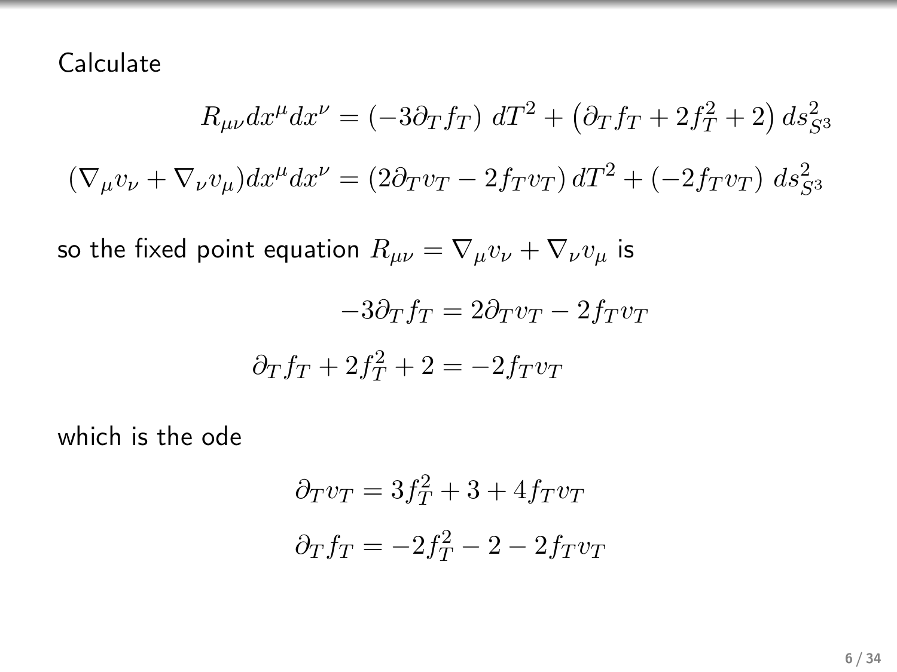Calculate

$$R_{\mu\nu} dx^\mu dx^\nu = (-3\partial_T f_T)\, dT^2 + \left(\partial_T f_T + 2f_T^2 + 2\right) ds_{S^3}^2$$

$$(\nabla_\mu v_\nu + \nabla_\nu v_\mu) dx^\mu dx^\nu = (2\partial_T v_T - 2f_T v_T)\, dT^2 + (-2f_T v_T)\, ds_{S^3}^2$$

so the fixed point equation $R_{\mu\nu} = \nabla_\mu v_\nu + \nabla_\nu v_\mu$ is

$$-3\partial_T f_T = 2\partial_T v_T - 2f_T v_T$$

$$\partial_T f_T + 2f_T^2 + 2 = -2f_T v_T$$

which is the ode

$$\partial_T v_T = 3f_T^2 + 3 + 4f_T v_T$$

$$\partial_T f_T = -2f_T^2 - 2 - 2f_T v_T$$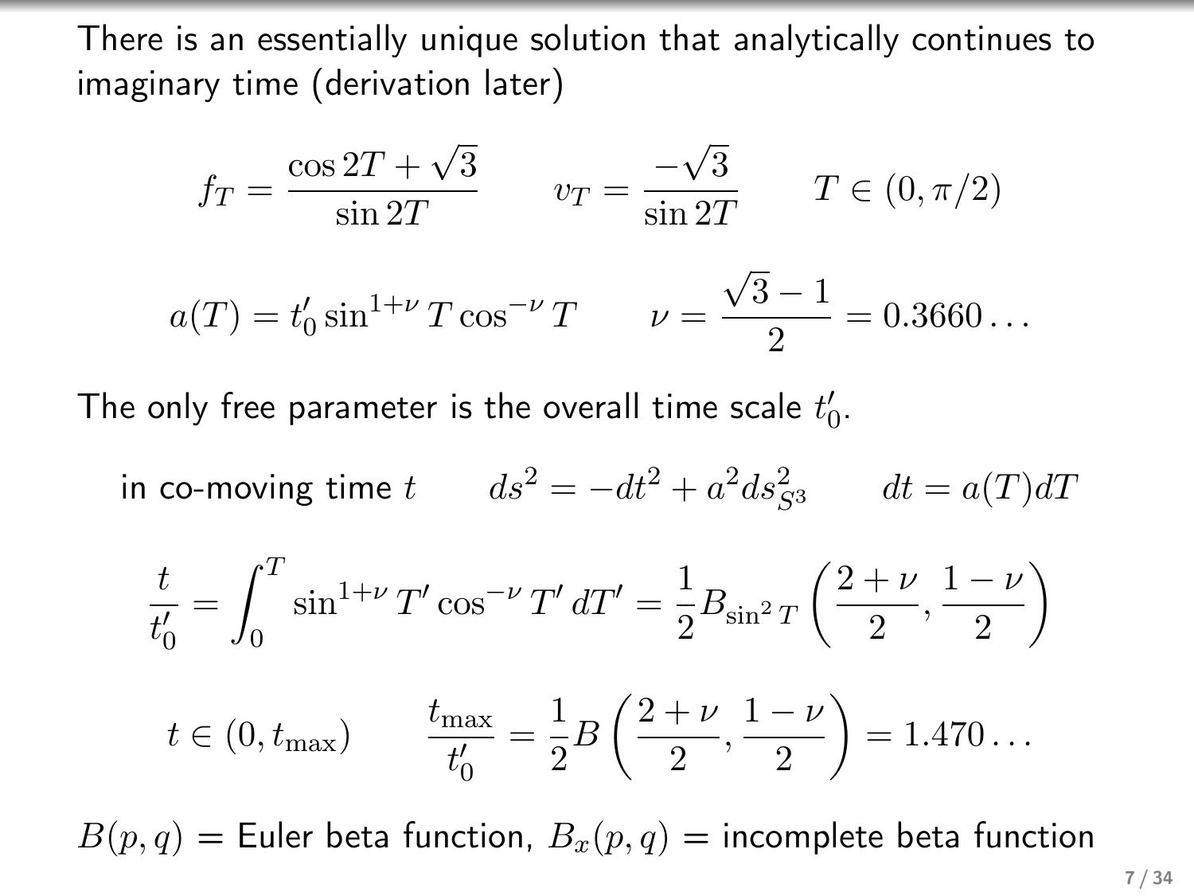There is an essentially unique solution that analytically continues to imaginary time (derivation later)

$$f_T = \frac{\cos 2T + \sqrt{3}}{\sin 2T} \qquad v_T = \frac{-\sqrt{3}}{\sin 2T} \qquad T \in (0, \pi/2)$$

$$a(T) = t_0' \sin^{1+\nu} T \cos^{-\nu} T \qquad \nu = \frac{\sqrt{3}-1}{2} = 0.3660\ldots$$

The only free parameter is the overall time scale $t_0'$.

in co-moving time $t$ $\qquad ds^2 = -dt^2 + a^2 ds_{S^3}^2 \qquad dt = a(T)dT$

$$\frac{t}{t_0'} = \int_0^T \sin^{1+\nu} T' \cos^{-\nu} T' \, dT' = \frac{1}{2} B_{\sin^2 T}\left(\frac{2+\nu}{2}, \frac{1-\nu}{2}\right)$$

$$t \in (0, t_{\max}) \qquad \frac{t_{\max}}{t_0'} = \frac{1}{2} B\left(\frac{2+\nu}{2}, \frac{1-\nu}{2}\right) = 1.470\ldots$$

$B(p, q)$ = Euler beta function, $B_x(p, q)$ = incomplete beta function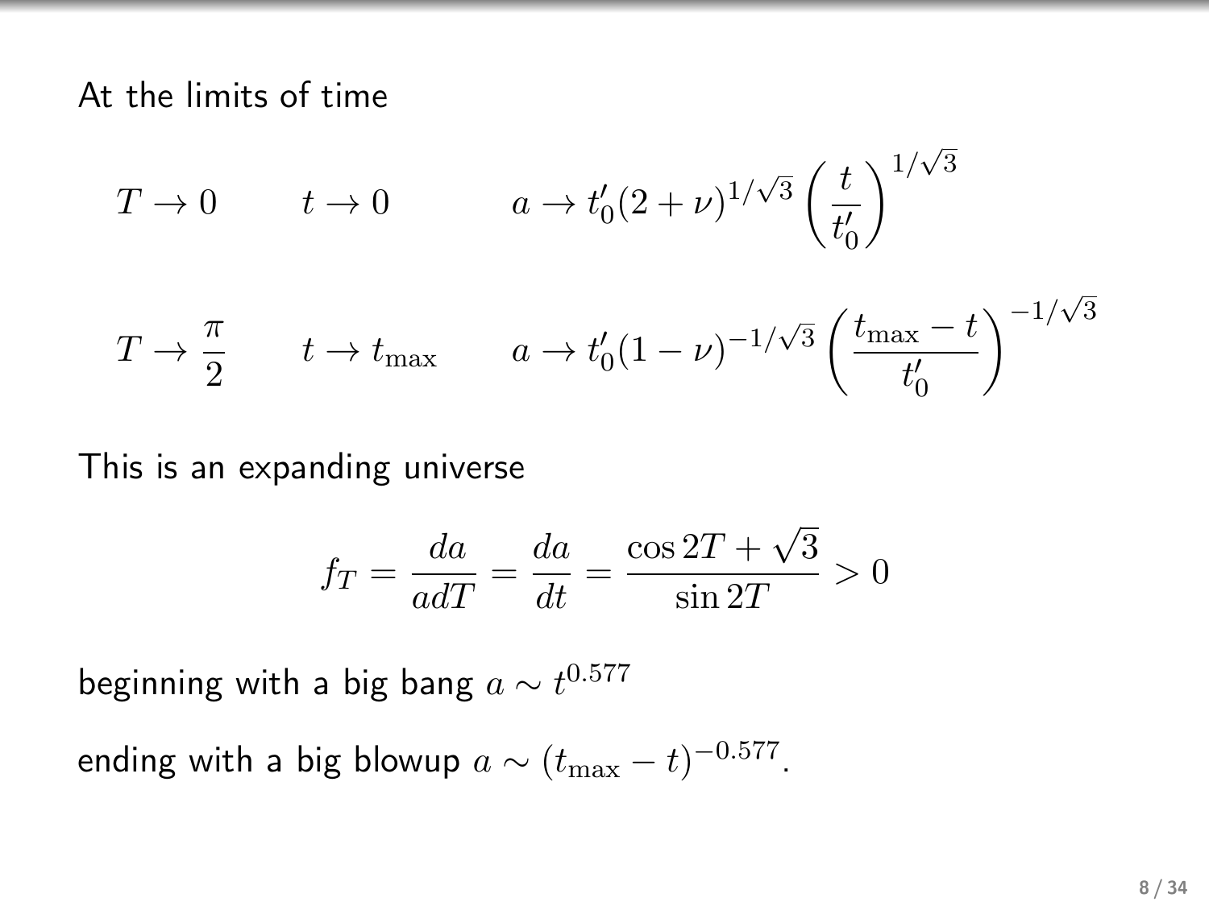At the limits of time

$$T \to 0 \qquad t \to 0 \qquad a \to t_0'(2+\nu)^{1/\sqrt{3}} \left(\frac{t}{t_0'}\right)^{1/\sqrt{3}}$$

$$T \to \frac{\pi}{2} \qquad t \to t_{\max} \qquad a \to t_0'(1-\nu)^{-1/\sqrt{3}} \left(\frac{t_{\max}-t}{t_0'}\right)^{-1/\sqrt{3}}$$

This is an expanding universe

$$f_T = \frac{da}{adT} = \frac{da}{dt} = \frac{\cos 2T + \sqrt{3}}{\sin 2T} > 0$$

beginning with a big bang $a \sim t^{0.577}$

ending with a big blowup $a \sim (t_{\max} - t)^{-0.577}$.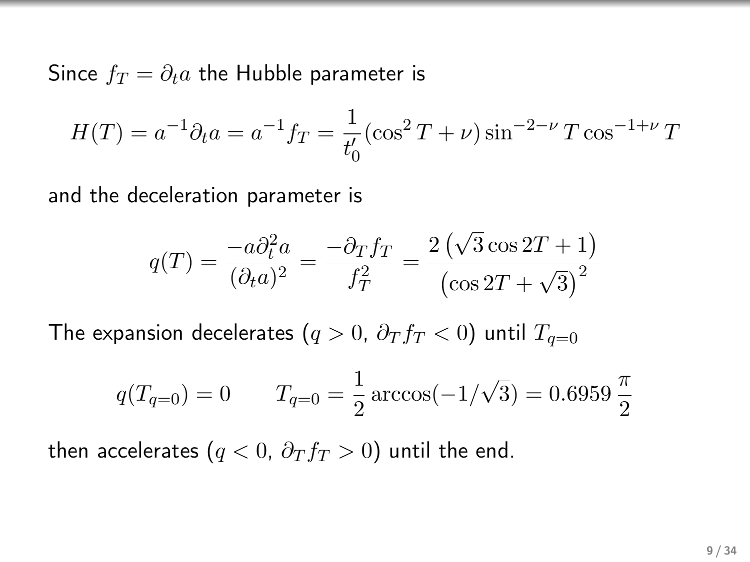Since $f_T = \partial_t a$ the Hubble parameter is

$$H(T) = a^{-1}\partial_t a = a^{-1} f_T = \frac{1}{t_0'}(\cos^2 T + \nu)\sin^{-2-\nu} T \cos^{-1+\nu} T$$

and the deceleration parameter is

$$q(T) = \frac{-a\partial_t^2 a}{(\partial_t a)^2} = \frac{-\partial_T f_T}{f_T^2} = \frac{2\left(\sqrt{3}\cos 2T + 1\right)}{\left(\cos 2T + \sqrt{3}\right)^2}$$

The expansion decelerates ($q > 0$, $\partial_T f_T < 0$) until $T_{q=0}$

$$q(T_{q=0}) = 0 \qquad T_{q=0} = \frac{1}{2}\arccos(-1/\sqrt{3}) = 0.6959\,\frac{\pi}{2}$$

then accelerates ($q < 0$, $\partial_T f_T > 0$) until the end.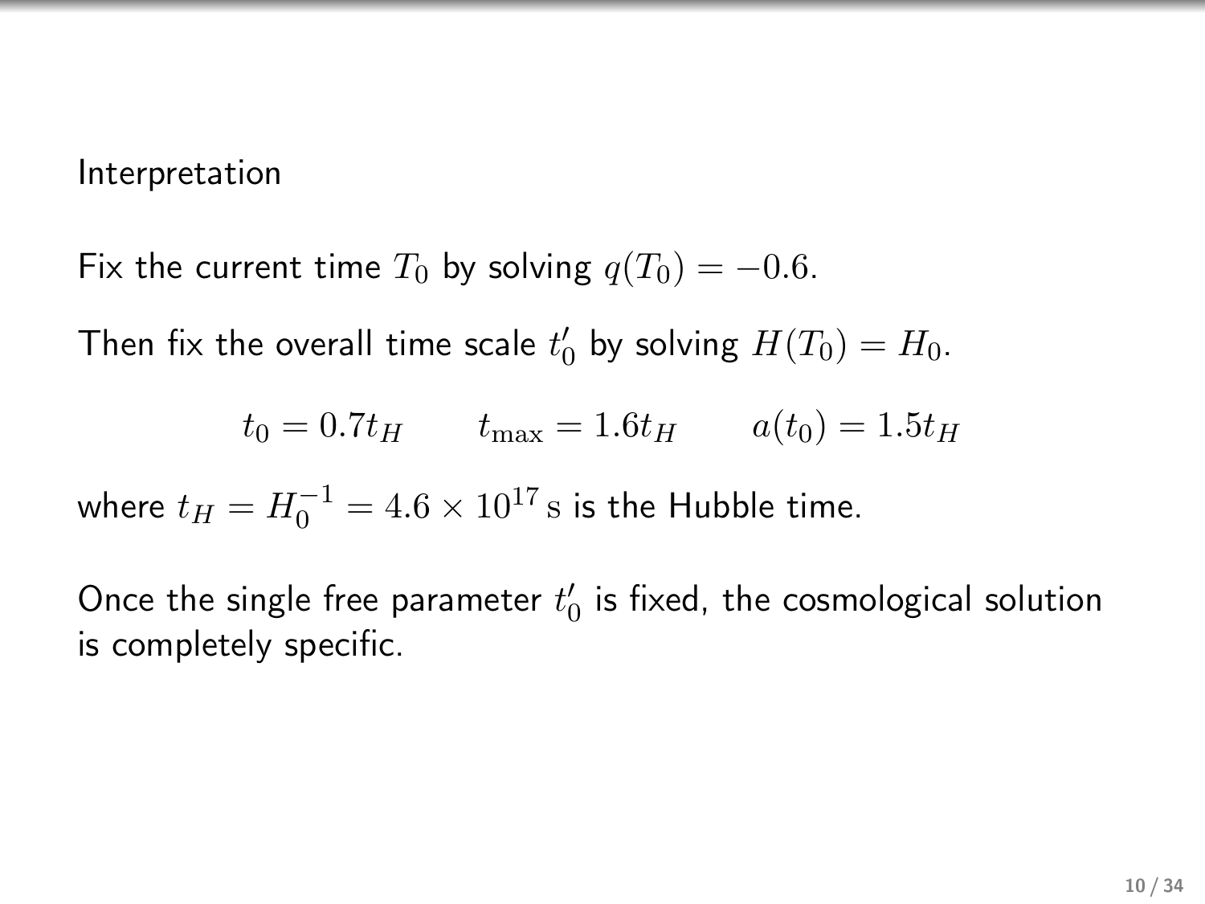Interpretation

Fix the current time $T_0$ by solving $q(T_0) = -0.6$.

Then fix the overall time scale $t'_0$ by solving $H(T_0) = H_0$.

$$t_0 = 0.7t_H \qquad t_{\max} = 1.6t_H \qquad a(t_0) = 1.5t_H$$

where $t_H = H_0^{-1} = 4.6 \times 10^{17}\,\mathrm{s}$ is the Hubble time.

Once the single free parameter $t'_0$ is fixed, the cosmological solution is completely specific.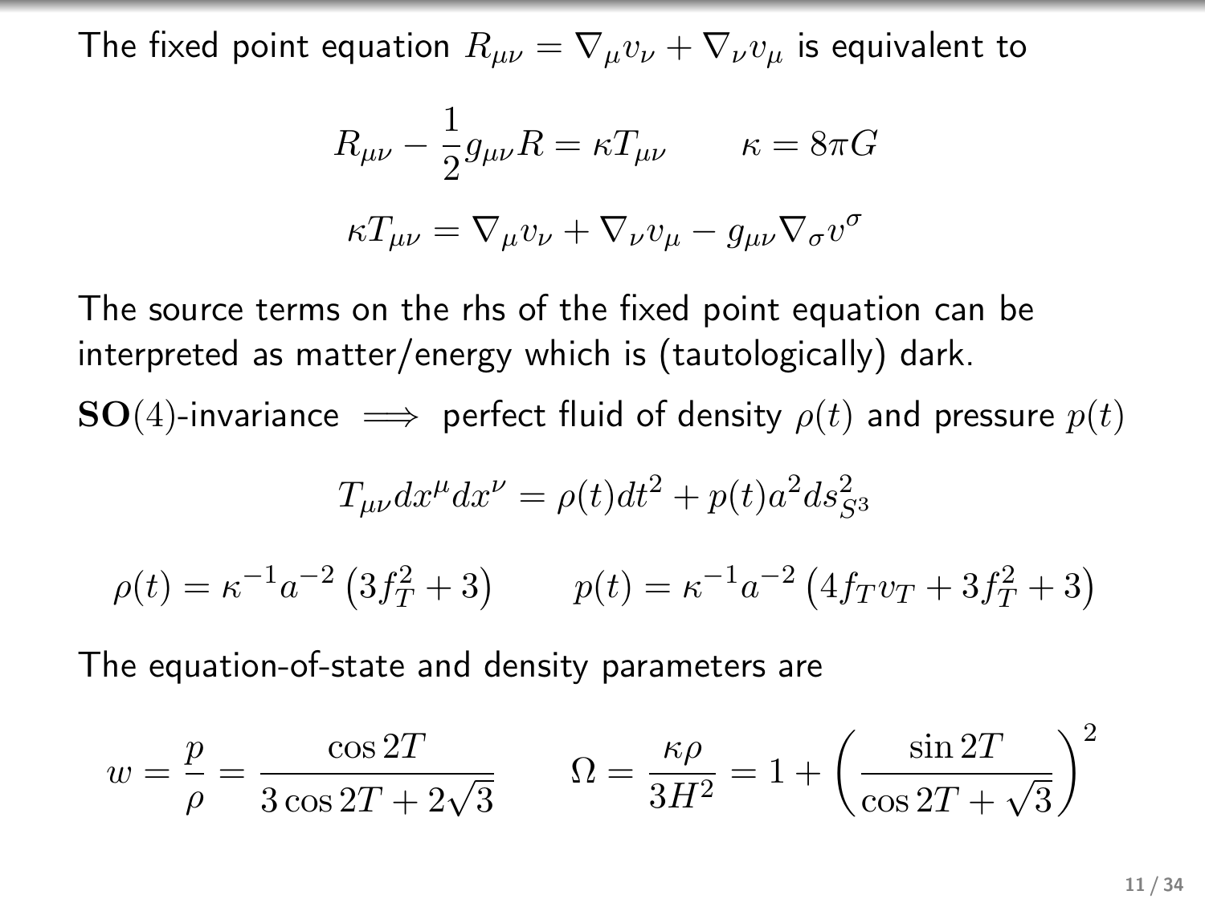The fixed point equation $R_{\mu\nu} = \nabla_\mu v_\nu + \nabla_\nu v_\mu$ is equivalent to

$$R_{\mu\nu} - \frac{1}{2} g_{\mu\nu} R = \kappa T_{\mu\nu} \qquad \kappa = 8\pi G$$

$$\kappa T_{\mu\nu} = \nabla_\mu v_\nu + \nabla_\nu v_\mu - g_{\mu\nu} \nabla_\sigma v^\sigma$$

The source terms on the rhs of the fixed point equation can be interpreted as matter/energy which is (tautologically) dark.

$\mathbf{SO}(4)$-invariance $\implies$ perfect fluid of density $\rho(t)$ and pressure $p(t)$

$$T_{\mu\nu} dx^\mu dx^\nu = \rho(t) dt^2 + p(t) a^2 ds^2_{S^3}$$

$$\rho(t) = \kappa^{-1} a^{-2} \left( 3 f_T^2 + 3 \right) \qquad p(t) = \kappa^{-1} a^{-2} \left( 4 f_T v_T + 3 f_T^2 + 3 \right)$$

The equation-of-state and density parameters are

$$w = \frac{p}{\rho} = \frac{\cos 2T}{3 \cos 2T + 2\sqrt{3}} \qquad \Omega = \frac{\kappa \rho}{3 H^2} = 1 + \left( \frac{\sin 2T}{\cos 2T + \sqrt{3}} \right)^2$$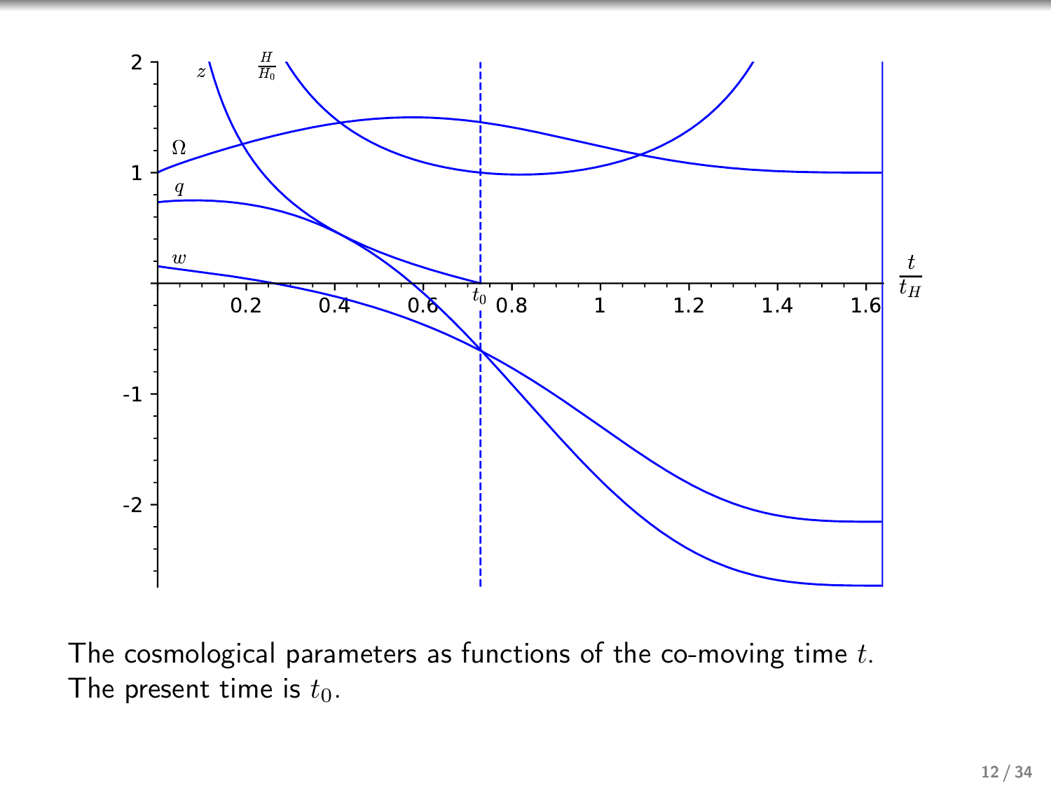The cosmological parameters as functions of the co-moving time $t$. The present time is $t_0$.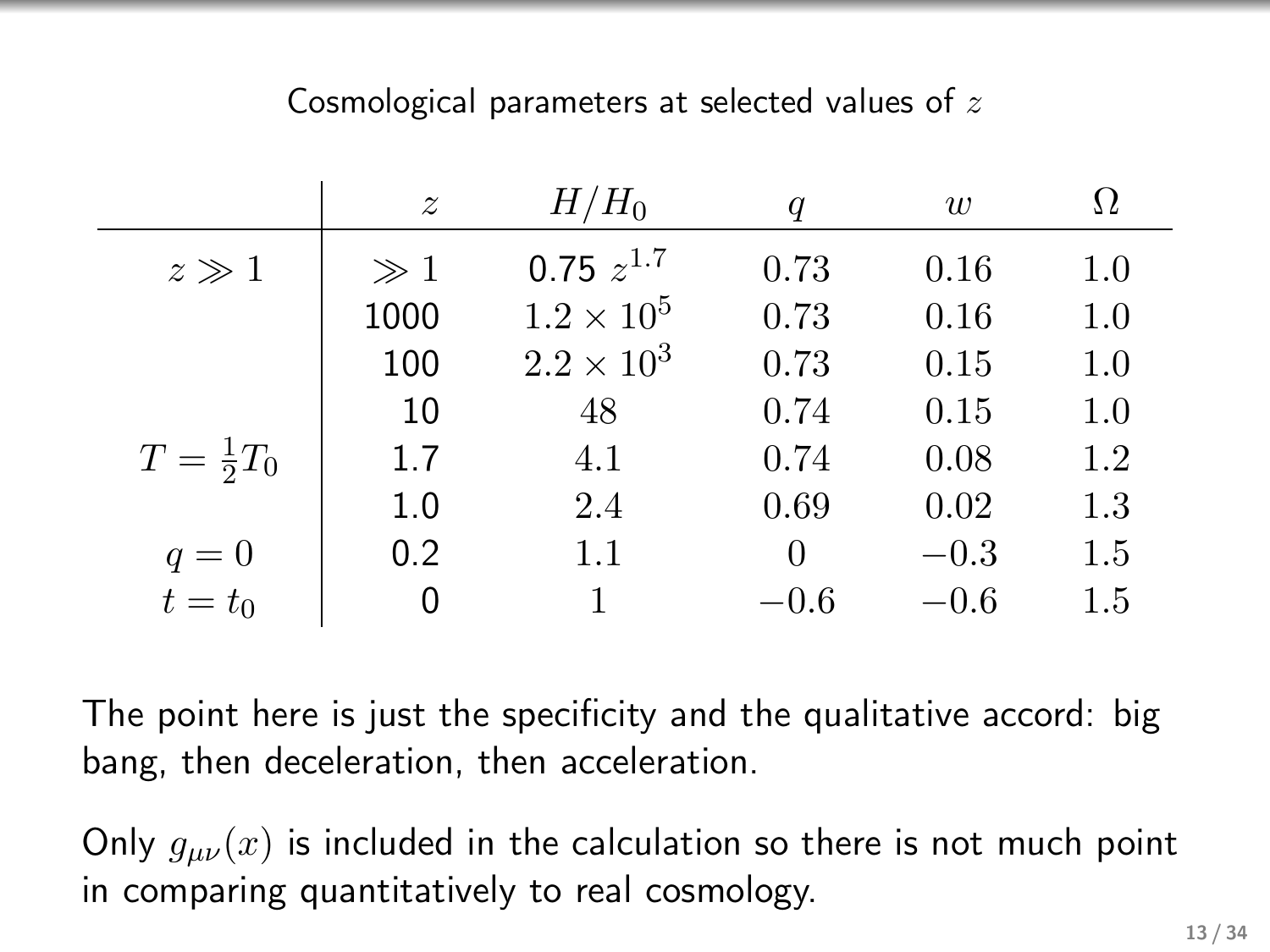Cosmological parameters at selected values of $z$

| | $z$ | $H/H_0$ | $q$ | $w$ | $\Omega$ |
|---|---|---|---|---|---|
| $z \gg 1$ | $\gg 1$ | $0.75\ z^{1.7}$ | $0.73$ | $0.16$ | $1.0$ |
| | 1000 | $1.2 \times 10^5$ | $0.73$ | $0.16$ | $1.0$ |
| | 100 | $2.2 \times 10^3$ | $0.73$ | $0.15$ | $1.0$ |
| | 10 | $48$ | $0.74$ | $0.15$ | $1.0$ |
| $T = \frac{1}{2}T_0$ | 1.7 | $4.1$ | $0.74$ | $0.08$ | $1.2$ |
| | 1.0 | $2.4$ | $0.69$ | $0.02$ | $1.3$ |
| $q = 0$ | 0.2 | $1.1$ | $0$ | $-0.3$ | $1.5$ |
| $t = t_0$ | 0 | $1$ | $-0.6$ | $-0.6$ | $1.5$ |

The point here is just the specificity and the qualitative accord: big bang, then deceleration, then acceleration.

Only $g_{\mu\nu}(x)$ is included in the calculation so there is not much point in comparing quantitatively to real cosmology.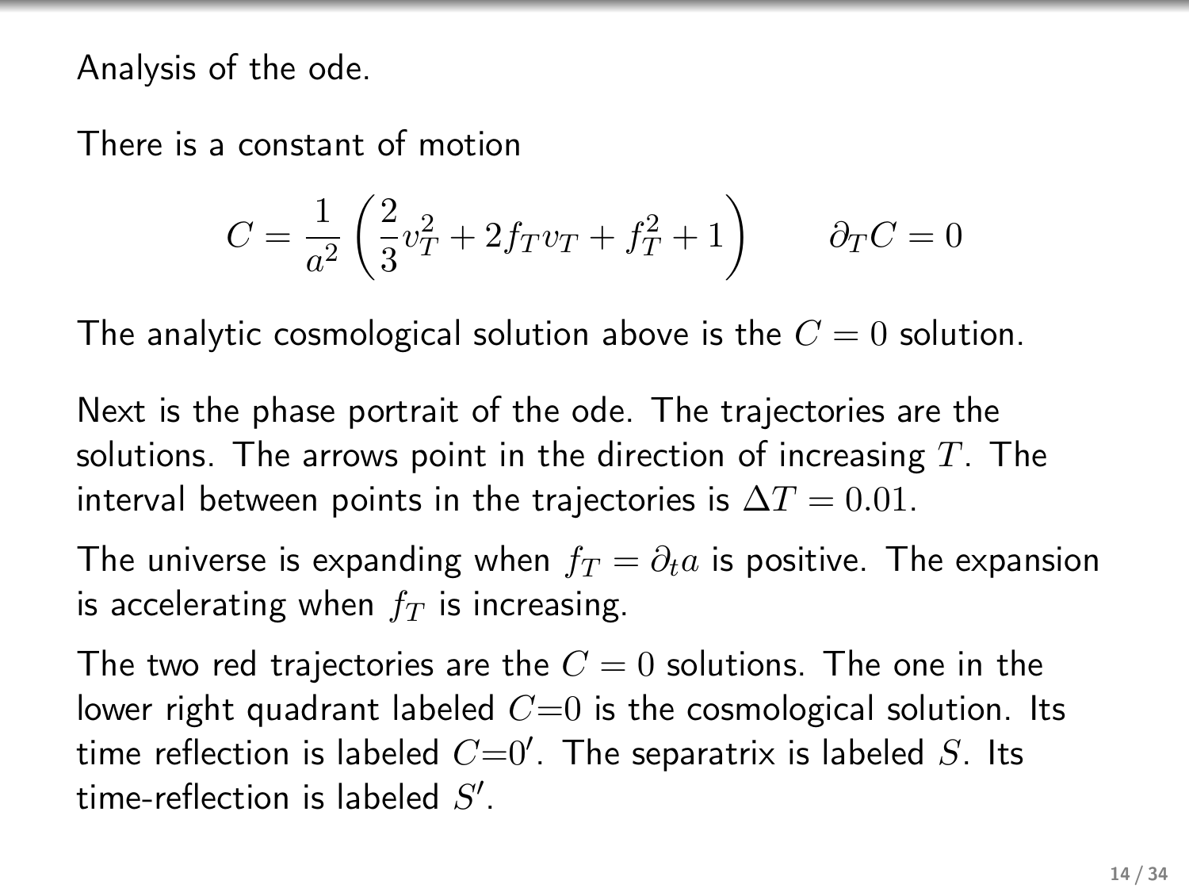Analysis of the ode.

There is a constant of motion

$$C = \frac{1}{a^2}\left(\frac{2}{3}v_T^2 + 2f_T v_T + f_T^2 + 1\right) \qquad \partial_T C = 0$$

The analytic cosmological solution above is the $C = 0$ solution.

Next is the phase portrait of the ode. The trajectories are the solutions. The arrows point in the direction of increasing $T$. The interval between points in the trajectories is $\Delta T = 0.01$.

The universe is expanding when $f_T = \partial_t a$ is positive. The expansion is accelerating when $f_T$ is increasing.

The two red trajectories are the $C = 0$ solutions. The one in the lower right quadrant labeled $C{=}0$ is the cosmological solution. Its time reflection is labeled $C{=}0'$. The separatrix is labeled $S$. Its time-reflection is labeled $S'$.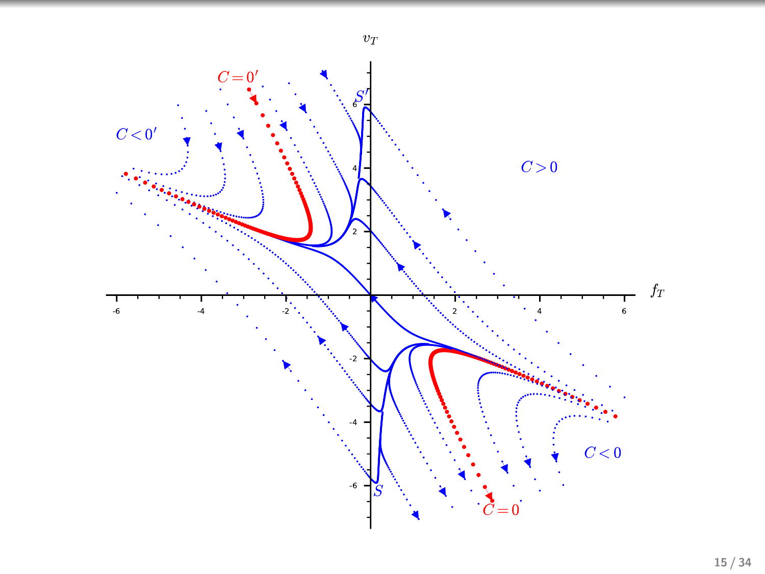$v_T$

$f_T$

$C=0'$

$S'$

$C<0'$

$C>0$

$C<0$

$S$

$C=0$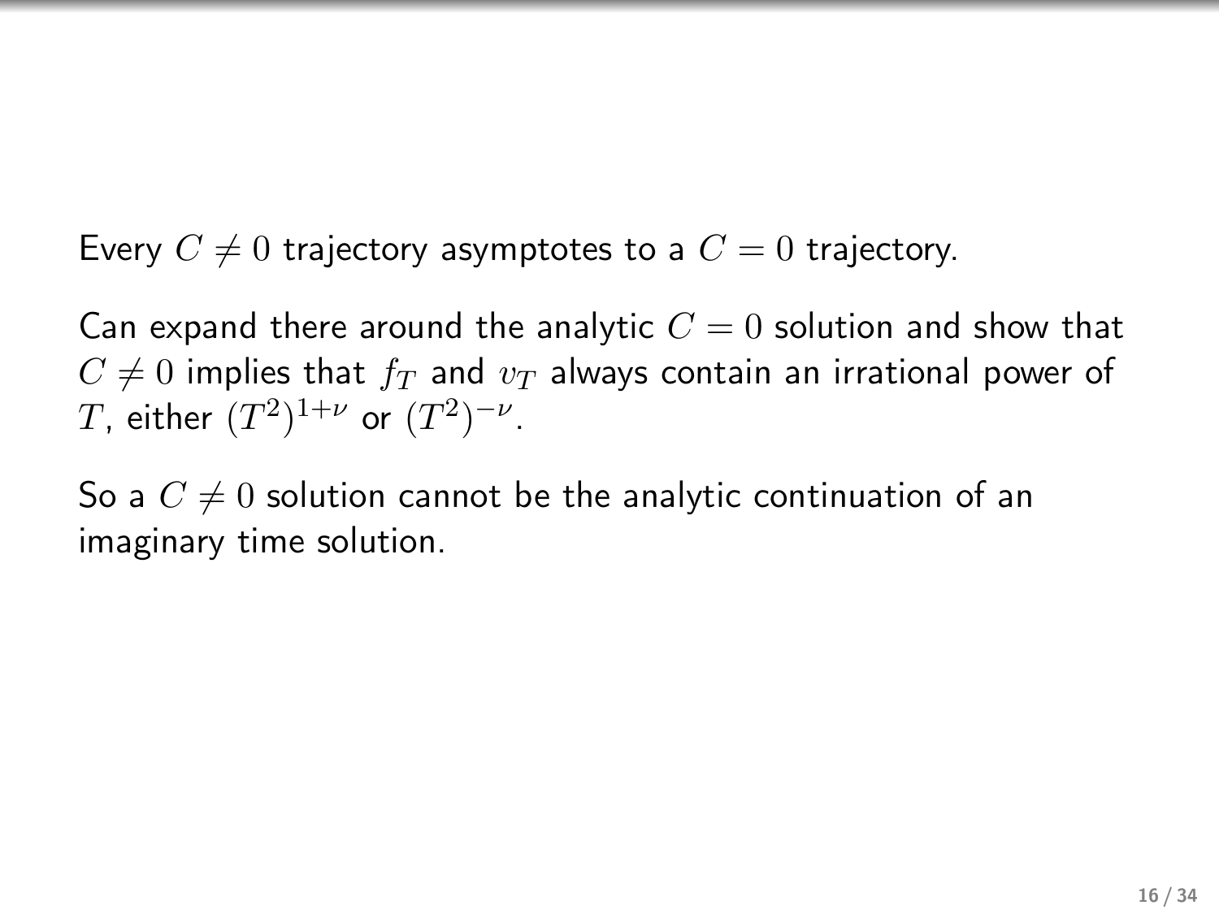Every $C \neq 0$ trajectory asymptotes to a $C = 0$ trajectory.

Can expand there around the analytic $C = 0$ solution and show that $C \neq 0$ implies that $f_T$ and $v_T$ always contain an irrational power of $T$, either $(T^2)^{1+\nu}$ or $(T^2)^{-\nu}$.

So a $C \neq 0$ solution cannot be the analytic continuation of an imaginary time solution.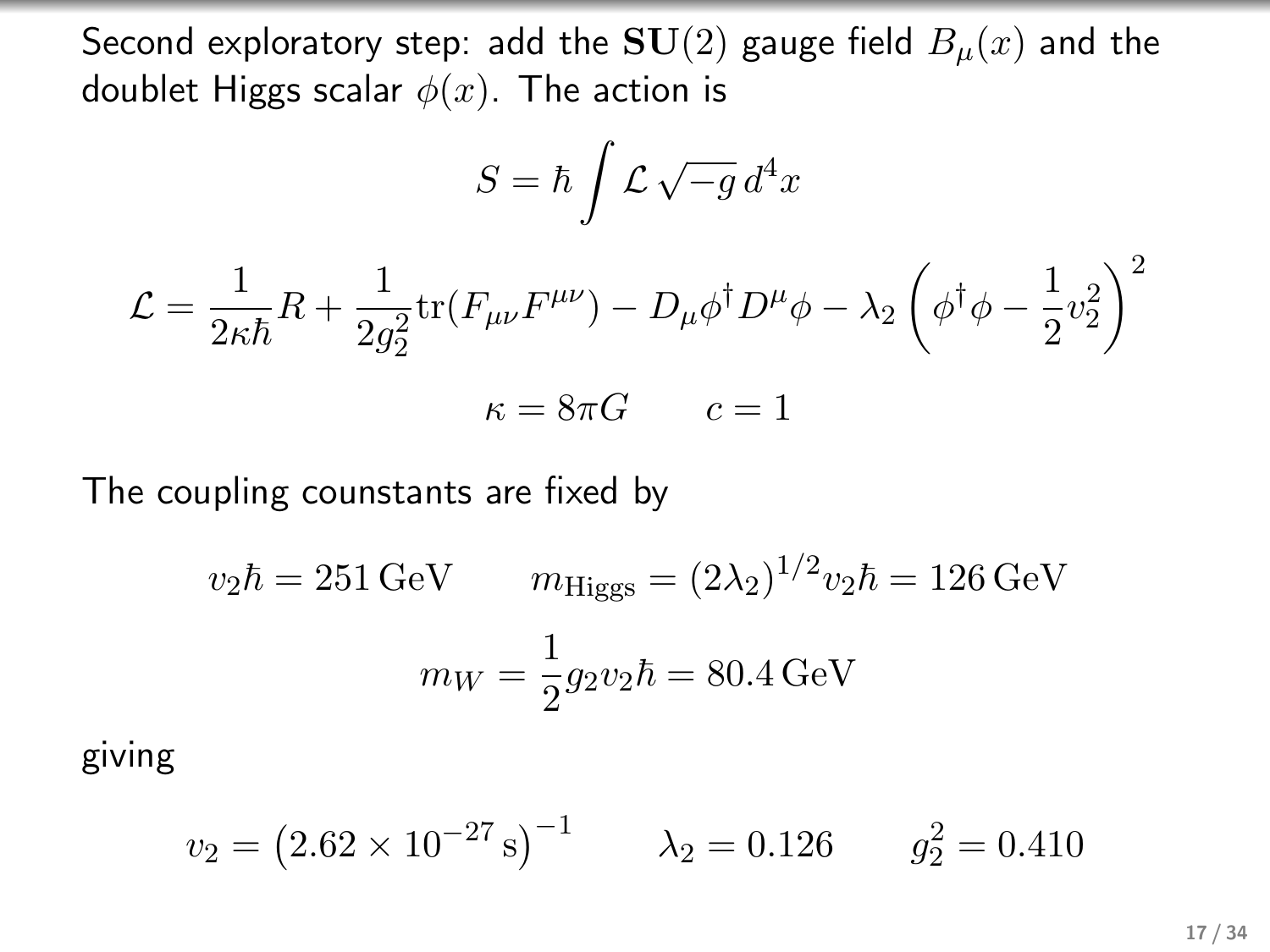Second exploratory step: add the $\mathbf{SU}(2)$ gauge field $B_\mu(x)$ and the doublet Higgs scalar $\phi(x)$. The action is

$$S = \hbar \int \mathcal{L}\,\sqrt{-g}\,d^4x$$

$$\mathcal{L} = \frac{1}{2\kappa\hbar}R + \frac{1}{2g_2^2}\mathrm{tr}(F_{\mu\nu}F^{\mu\nu}) - D_\mu\phi^\dagger D^\mu\phi - \lambda_2\left(\phi^\dagger\phi - \frac{1}{2}v_2^2\right)^2$$

$$\kappa = 8\pi G \qquad c = 1$$

The coupling counstants are fixed by

$$v_2\hbar = 251\,\mathrm{GeV} \qquad m_{\mathrm{Higgs}} = (2\lambda_2)^{1/2}v_2\hbar = 126\,\mathrm{GeV}$$

$$m_W = \frac{1}{2}g_2 v_2\hbar = 80.4\,\mathrm{GeV}$$

giving

$$v_2 = \left(2.62\times10^{-27}\,\mathrm{s}\right)^{-1} \qquad \lambda_2 = 0.126 \qquad g_2^2 = 0.410$$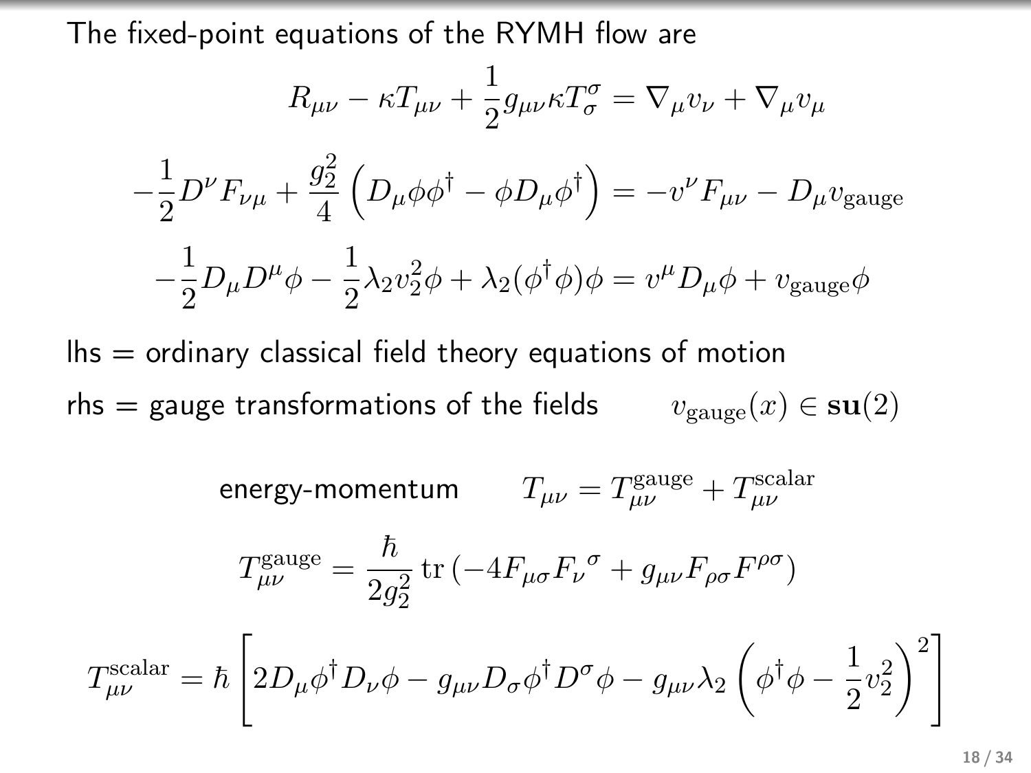The fixed-point equations of the RYMH flow are

$$R_{\mu\nu} - \kappa T_{\mu\nu} + \frac{1}{2} g_{\mu\nu} \kappa T^{\sigma}_{\sigma} = \nabla_\mu v_\nu + \nabla_\mu v_\mu$$

$$-\frac{1}{2} D^\nu F_{\nu\mu} + \frac{g_2^2}{4} \left( D_\mu \phi \phi^\dagger - \phi D_\mu \phi^\dagger \right) = -v^\nu F_{\mu\nu} - D_\mu v_{\text{gauge}}$$

$$-\frac{1}{2} D_\mu D^\mu \phi - \frac{1}{2} \lambda_2 v_2^2 \phi + \lambda_2 (\phi^\dagger \phi) \phi = v^\mu D_\mu \phi + v_{\text{gauge}} \phi$$

lhs = ordinary classical field theory equations of motion

rhs = gauge transformations of the fields $\qquad v_{\text{gauge}}(x) \in \mathbf{su}(2)$

energy-momentum $\qquad T_{\mu\nu} = T^{\text{gauge}}_{\mu\nu} + T^{\text{scalar}}_{\mu\nu}$

$$T^{\text{gauge}}_{\mu\nu} = \frac{\hbar}{2g_2^2} \operatorname{tr} \left( -4 F_{\mu\sigma} F_\nu{}^\sigma + g_{\mu\nu} F_{\rho\sigma} F^{\rho\sigma} \right)$$

$$T^{\text{scalar}}_{\mu\nu} = \hbar \left[ 2 D_\mu \phi^\dagger D_\nu \phi - g_{\mu\nu} D_\sigma \phi^\dagger D^\sigma \phi - g_{\mu\nu} \lambda_2 \left( \phi^\dagger \phi - \frac{1}{2} v_2^2 \right)^2 \right]$$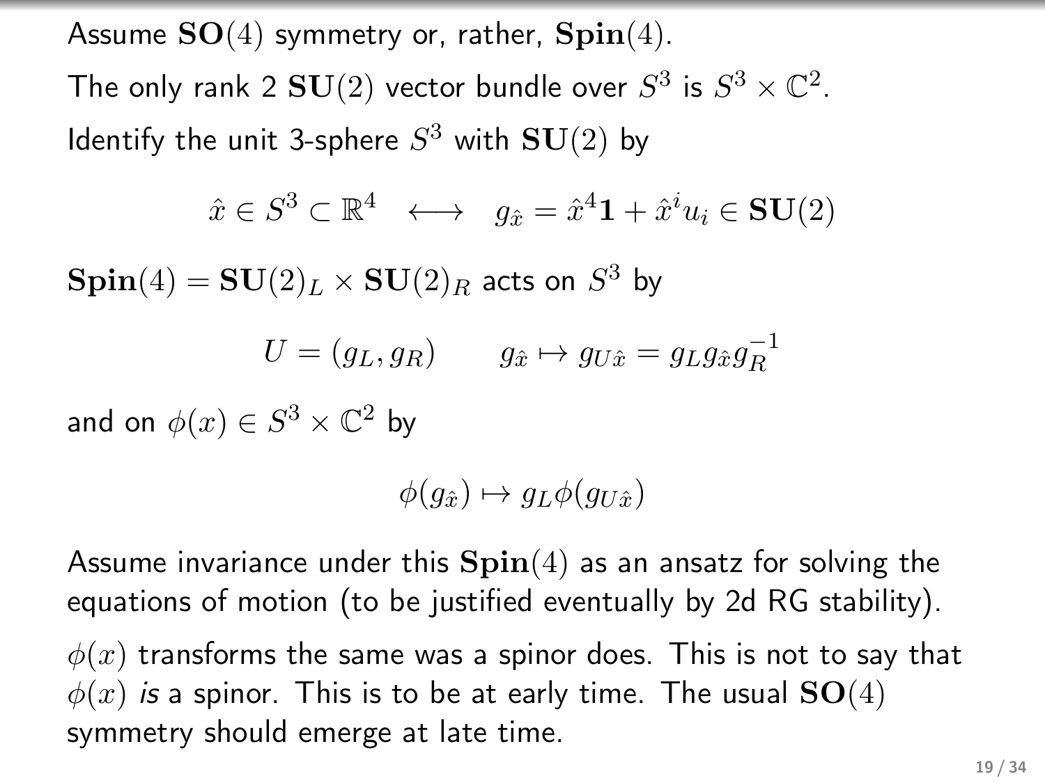Assume $\mathbf{SO}(4)$ symmetry or, rather, $\mathbf{Spin}(4)$.

The only rank 2 $\mathbf{SU}(2)$ vector bundle over $S^3$ is $S^3 \times \mathbb{C}^2$.

Identify the unit 3-sphere $S^3$ with $\mathbf{SU}(2)$ by

$$\hat{x} \in S^3 \subset \mathbb{R}^4 \quad \longleftrightarrow \quad g_{\hat{x}} = \hat{x}^4 \mathbf{1} + \hat{x}^i u_i \in \mathbf{SU}(2)$$

$\mathbf{Spin}(4) = \mathbf{SU}(2)_L \times \mathbf{SU}(2)_R$ acts on $S^3$ by

$$U = (g_L, g_R) \qquad g_{\hat{x}} \mapsto g_{U\hat{x}} = g_L g_{\hat{x}} g_R^{-1}$$

and on $\phi(x) \in S^3 \times \mathbb{C}^2$ by

$$\phi(g_{\hat{x}}) \mapsto g_L \phi(g_{U\hat{x}})$$

Assume invariance under this $\mathbf{Spin}(4)$ as an ansatz for solving the equations of motion (to be justified eventually by 2d RG stability).

$\phi(x)$ transforms the same was a spinor does. This is not to say that $\phi(x)$ *is* a spinor. This is to be at early time. The usual $\mathbf{SO}(4)$ symmetry should emerge at late time.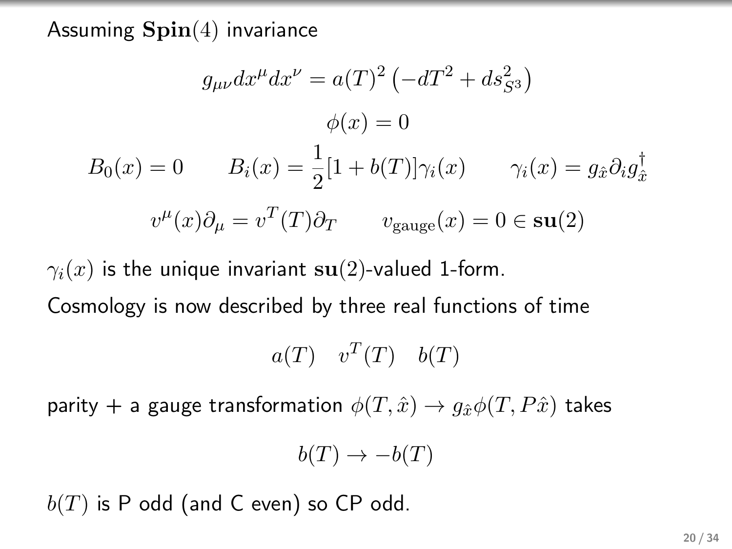Assuming $\mathbf{Spin}(4)$ invariance

$$g_{\mu\nu}dx^\mu dx^\nu = a(T)^2\left(-dT^2 + ds^2_{S^3}\right)$$

$$\phi(x) = 0$$

$$B_0(x) = 0 \qquad B_i(x) = \frac{1}{2}[1 + b(T)]\gamma_i(x) \qquad \gamma_i(x) = g_{\hat{x}}\partial_i g^\dagger_{\hat{x}}$$

$$v^\mu(x)\partial_\mu = v^T(T)\partial_T \qquad v_{\text{gauge}}(x) = 0 \in \mathbf{su}(2)$$

$\gamma_i(x)$ is the unique invariant $\mathbf{su}(2)$-valued 1-form.

Cosmology is now described by three real functions of time

$$a(T) \quad v^T(T) \quad b(T)$$

parity + a gauge transformation $\phi(T,\hat{x}) \to g_{\hat{x}}\phi(T, P\hat{x})$ takes

$$b(T) \to -b(T)$$

$b(T)$ is P odd (and C even) so CP odd.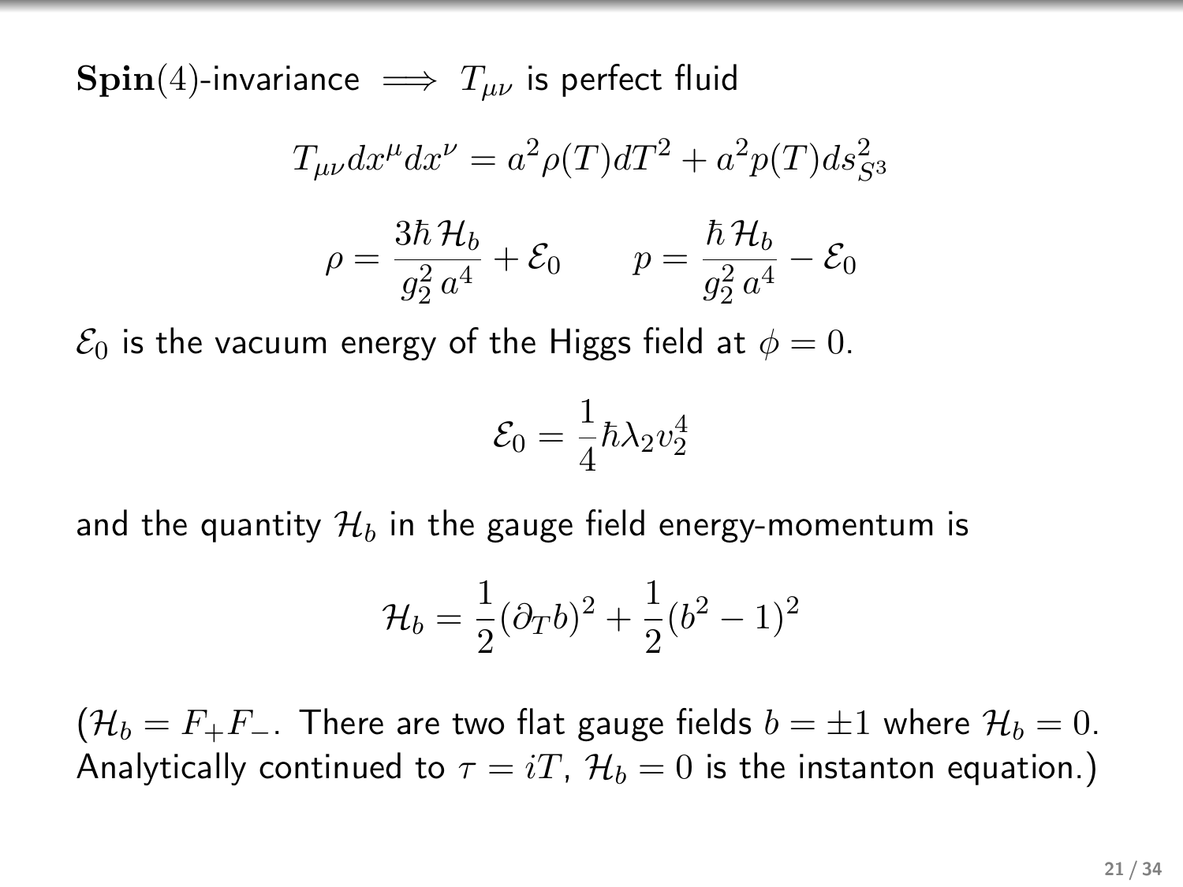$\mathbf{Spin}(4)$-invariance $\implies$ $T_{\mu\nu}$ is perfect fluid

$$T_{\mu\nu}dx^{\mu}dx^{\nu} = a^2\rho(T)dT^2 + a^2 p(T)ds^2_{S^3}$$

$$\rho = \frac{3\hbar\,\mathcal{H}_b}{g_2^2\,a^4} + \mathcal{E}_0 \qquad p = \frac{\hbar\,\mathcal{H}_b}{g_2^2\,a^4} - \mathcal{E}_0$$

$\mathcal{E}_0$ is the vacuum energy of the Higgs field at $\phi = 0$.

$$\mathcal{E}_0 = \frac{1}{4}\hbar\lambda_2 v_2^4$$

and the quantity $\mathcal{H}_b$ in the gauge field energy-momentum is

$$\mathcal{H}_b = \frac{1}{2}(\partial_T b)^2 + \frac{1}{2}(b^2-1)^2$$

($\mathcal{H}_b = F_+F_-$. There are two flat gauge fields $b = \pm 1$ where $\mathcal{H}_b = 0$. Analytically continued to $\tau = iT$, $\mathcal{H}_b = 0$ is the instanton equation.)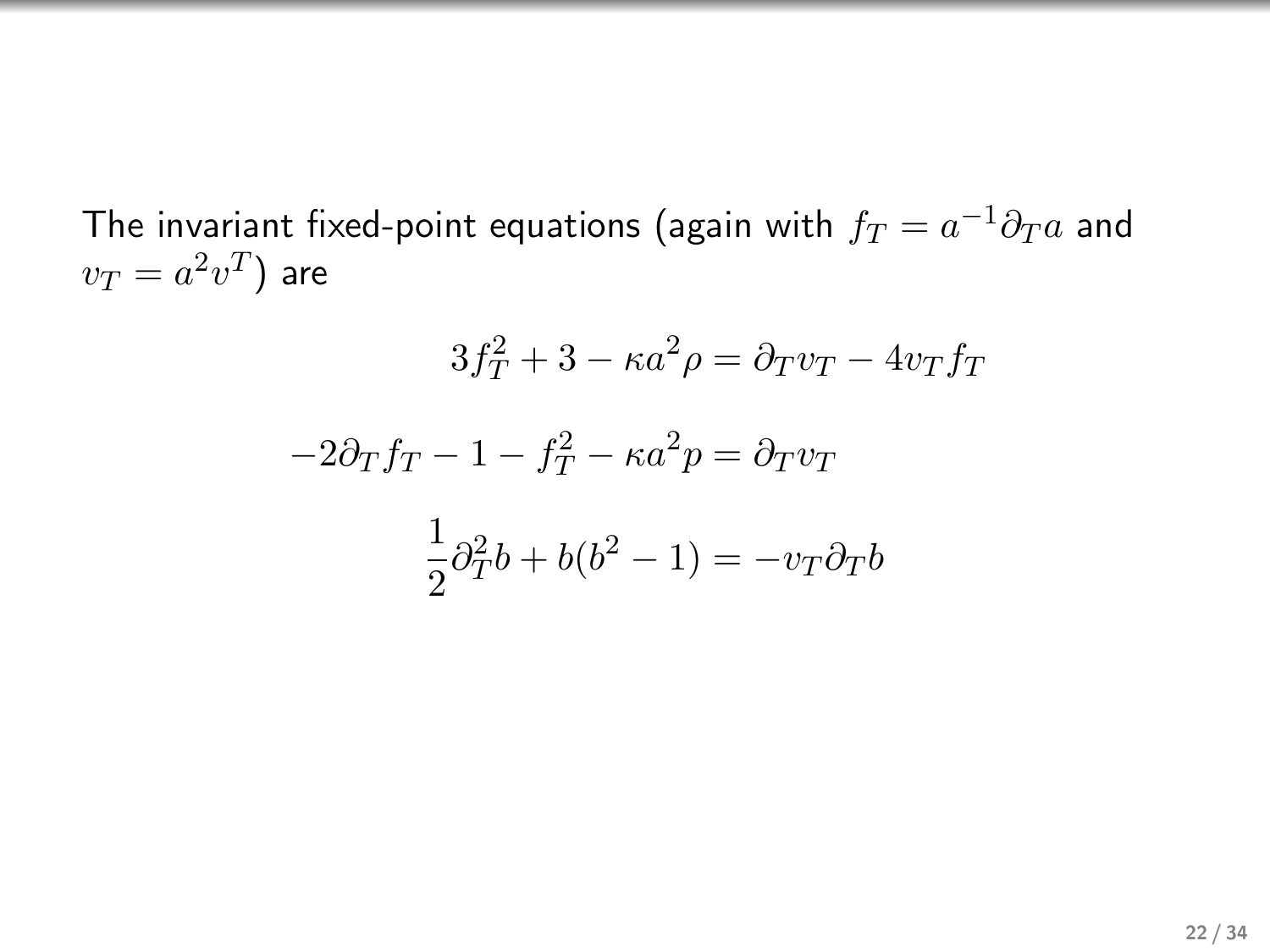The invariant fixed-point equations (again with $f_T = a^{-1}\partial_T a$ and $v_T = a^2 v^T$) are

$$3f_T^2 + 3 - \kappa a^2 \rho = \partial_T v_T - 4 v_T f_T$$

$$-2\partial_T f_T - 1 - f_T^2 - \kappa a^2 p = \partial_T v_T$$

$$\frac{1}{2}\partial_T^2 b + b(b^2 - 1) = -v_T \partial_T b$$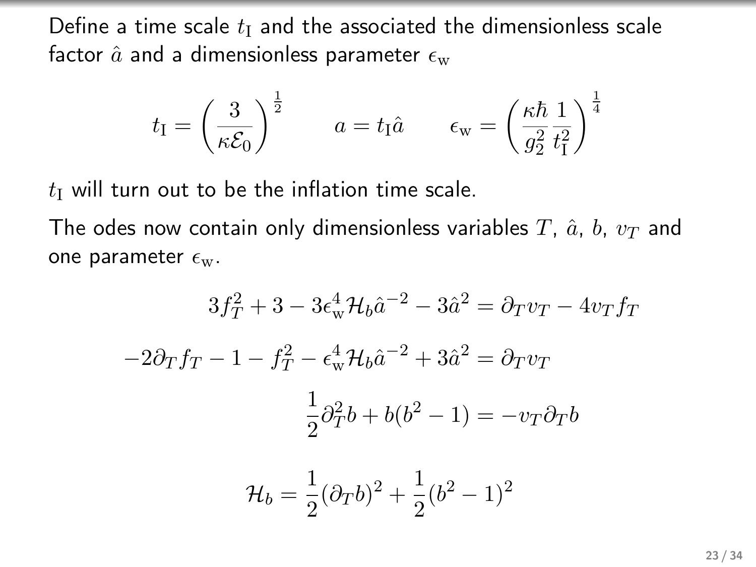Define a time scale $t_{\mathrm{I}}$ and the associated the dimensionless scale factor $\hat{a}$ and a dimensionless parameter $\epsilon_{\mathrm{w}}$

$$
t_{\mathrm{I}} = \left(\frac{3}{\kappa \mathcal{E}_0}\right)^{\frac{1}{2}} \qquad a = t_{\mathrm{I}} \hat{a} \qquad \epsilon_{\mathrm{w}} = \left(\frac{\kappa \hbar}{g_2^2} \frac{1}{t_{\mathrm{I}}^2}\right)^{\frac{1}{4}}
$$

$t_{\mathrm{I}}$ will turn out to be the inflation time scale.

The odes now contain only dimensionless variables $T$, $\hat{a}$, $b$, $v_T$ and one parameter $\epsilon_{\mathrm{w}}$.

$$
3 f_T^2 + 3 - 3 \epsilon_{\mathrm{w}}^4 \mathcal{H}_b \hat{a}^{-2} - 3 \hat{a}^2 = \partial_T v_T - 4 v_T f_T
$$

$$
-2 \partial_T f_T - 1 - f_T^2 - \epsilon_{\mathrm{w}}^4 \mathcal{H}_b \hat{a}^{-2} + 3 \hat{a}^2 = \partial_T v_T
$$

$$
\frac{1}{2} \partial_T^2 b + b(b^2 - 1) = -v_T \partial_T b
$$

$$
\mathcal{H}_b = \frac{1}{2} (\partial_T b)^2 + \frac{1}{2} (b^2 - 1)^2
$$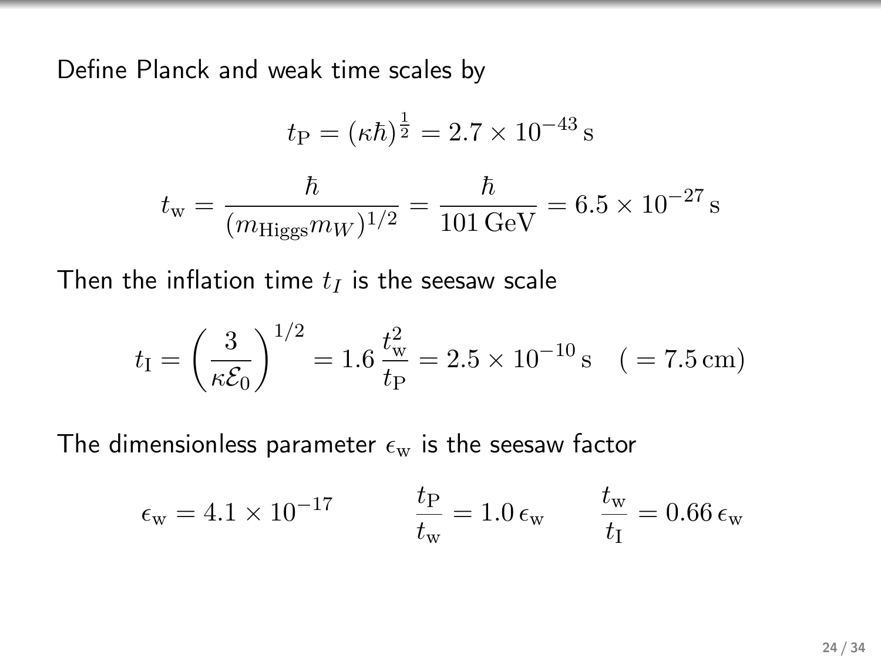Define Planck and weak time scales by

$$t_{\mathrm{P}} = (\kappa\hbar)^{\frac{1}{2}} = 2.7 \times 10^{-43}\,\mathrm{s}$$

$$t_{\mathrm{w}} = \frac{\hbar}{(m_{\mathrm{Higgs}} m_W)^{1/2}} = \frac{\hbar}{101\,\mathrm{GeV}} = 6.5 \times 10^{-27}\,\mathrm{s}$$

Then the inflation time $t_I$ is the seesaw scale

$$t_{\mathrm{I}} = \left(\frac{3}{\kappa \mathcal{E}_0}\right)^{1/2} = 1.6\,\frac{t_{\mathrm{w}}^2}{t_{\mathrm{P}}} = 2.5 \times 10^{-10}\,\mathrm{s} \quad (\,= 7.5\,\mathrm{cm})$$

The dimensionless parameter $\epsilon_{\mathrm{w}}$ is the seesaw factor

$$\epsilon_{\mathrm{w}} = 4.1 \times 10^{-17} \qquad \frac{t_{\mathrm{P}}}{t_{\mathrm{w}}} = 1.0\,\epsilon_{\mathrm{w}} \qquad \frac{t_{\mathrm{w}}}{t_{\mathrm{I}}} = 0.66\,\epsilon_{\mathrm{w}}$$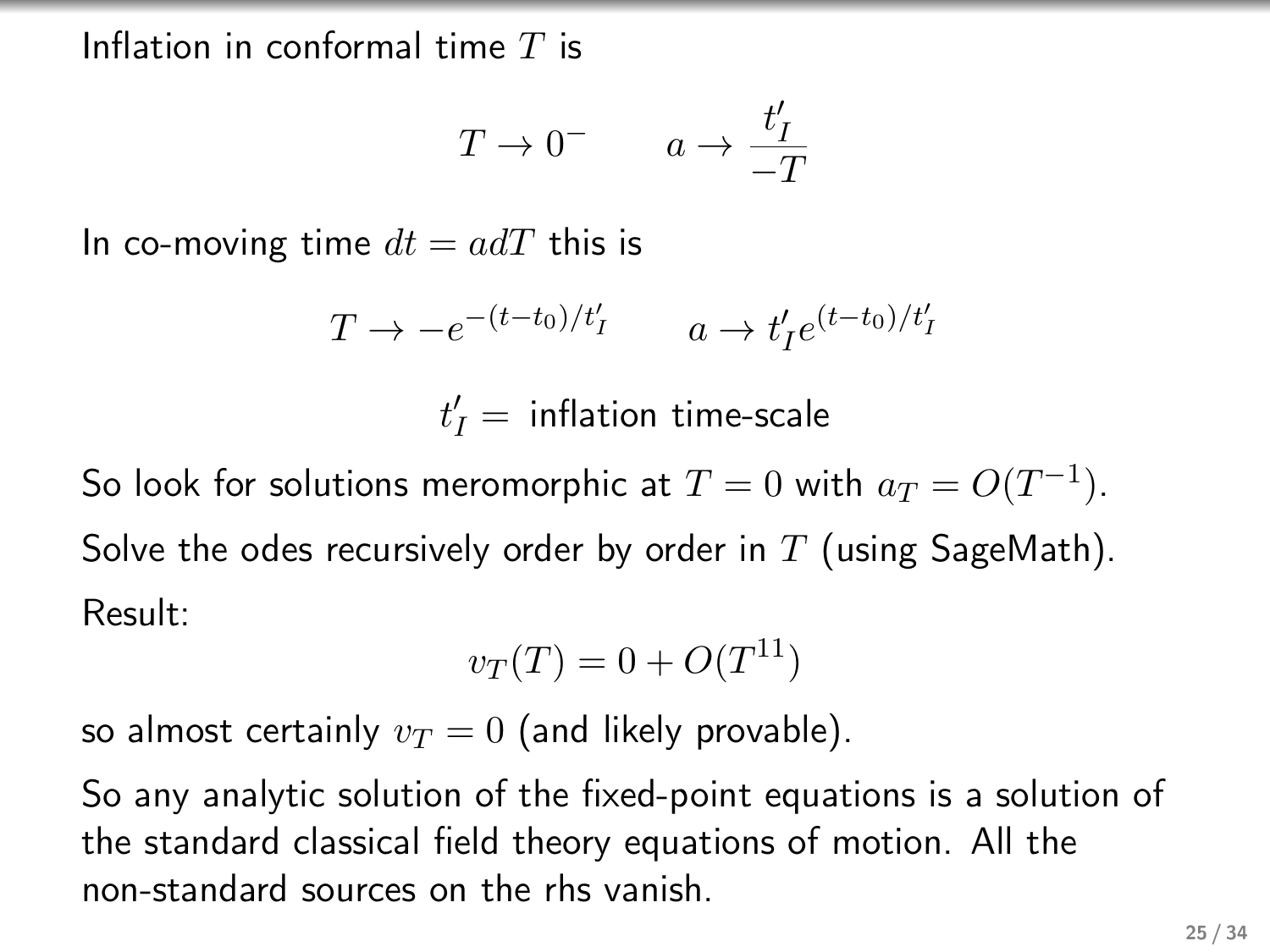Inflation in conformal time $T$ is

$$T \to 0^- \qquad a \to \frac{t'_I}{-T}$$

In co-moving time $dt = a dT$ this is

$$T \to -e^{-(t-t_0)/t'_I} \qquad a \to t'_I e^{(t-t_0)/t'_I}$$

$$t'_I = \text{ inflation time-scale}$$

So look for solutions meromorphic at $T = 0$ with $a_T = O(T^{-1})$.

Solve the odes recursively order by order in $T$ (using SageMath).

Result:

$$v_T(T) = 0 + O(T^{11})$$

so almost certainly $v_T = 0$ (and likely provable).

So any analytic solution of the fixed-point equations is a solution of the standard classical field theory equations of motion. All the non-standard sources on the rhs vanish.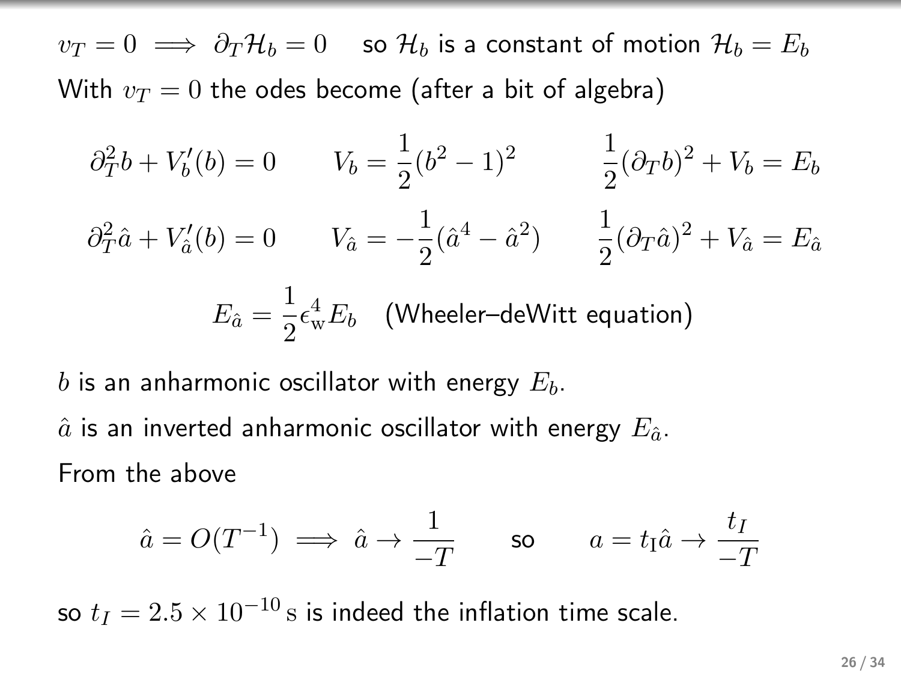$v_T = 0 \implies \partial_T \mathcal{H}_b = 0$ so $\mathcal{H}_b$ is a constant of motion $\mathcal{H}_b = E_b$

With $v_T = 0$ the odes become (after a bit of algebra)

$$\partial_T^2 b + V_b'(b) = 0 \qquad V_b = \frac{1}{2}(b^2 - 1)^2 \qquad \frac{1}{2}(\partial_T b)^2 + V_b = E_b$$

$$\partial_T^2 \hat{a} + V_{\hat{a}}'(b) = 0 \qquad V_{\hat{a}} = -\frac{1}{2}(\hat{a}^4 - \hat{a}^2) \qquad \frac{1}{2}(\partial_T \hat{a})^2 + V_{\hat{a}} = E_{\hat{a}}$$

$$E_{\hat{a}} = \frac{1}{2}\epsilon_{\mathrm{w}}^4 E_b \quad \text{(Wheeler–deWitt equation)}$$

$b$ is an anharmonic oscillator with energy $E_b$.

$\hat{a}$ is an inverted anharmonic oscillator with energy $E_{\hat{a}}$.

From the above

$$\hat{a} = O(T^{-1}) \implies \hat{a} \to \frac{1}{-T} \qquad \text{so} \qquad a = t_{\mathrm{I}}\hat{a} \to \frac{t_I}{-T}$$

so $t_I = 2.5 \times 10^{-10}\,\mathrm{s}$ is indeed the inflation time scale.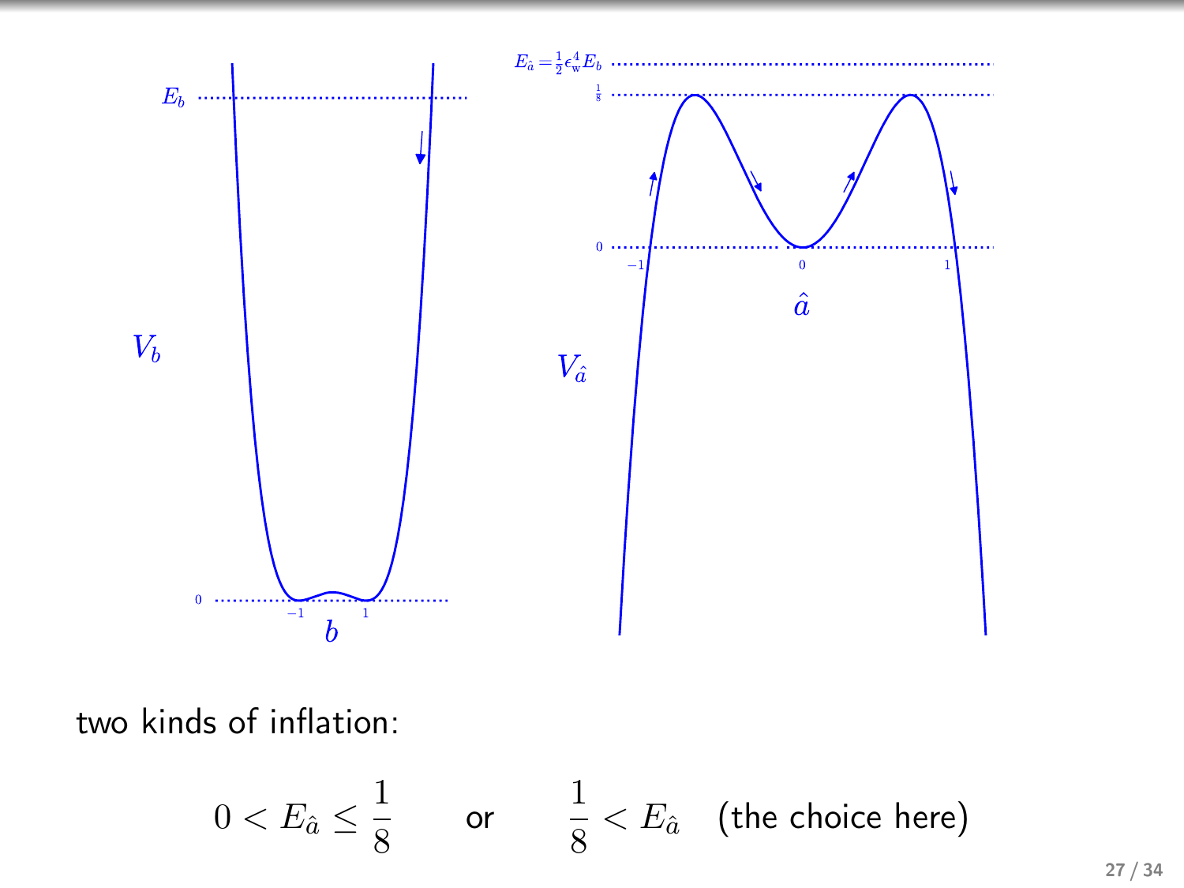two kinds of inflation:

$$0 < E_{\hat{a}} \leq \frac{1}{8} \qquad \text{or} \qquad \frac{1}{8} < E_{\hat{a}} \quad \text{(the choice here)}$$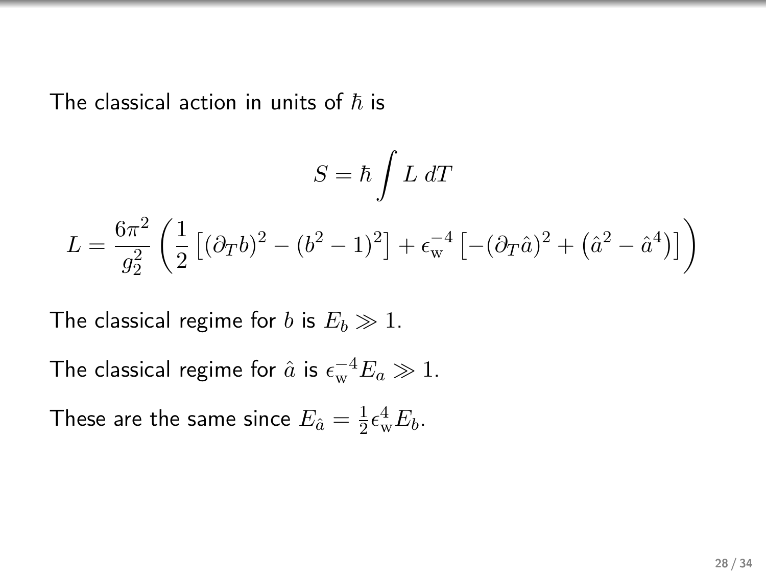The classical action in units of $\hbar$ is

$$S = \hbar \int L \, dT$$

$$L = \frac{6\pi^2}{g_2^2} \left( \frac{1}{2} \left[ (\partial_T b)^2 - (b^2 - 1)^2 \right] + \epsilon_{\mathrm{w}}^{-4} \left[ -(\partial_T \hat{a})^2 + \left( \hat{a}^2 - \hat{a}^4 \right) \right] \right)$$

The classical regime for $b$ is $E_b \gg 1$.

The classical regime for $\hat{a}$ is $\epsilon_{\mathrm{w}}^{-4} E_a \gg 1$.

These are the same since $E_{\hat{a}} = \frac{1}{2} \epsilon_{\mathrm{w}}^4 E_b$.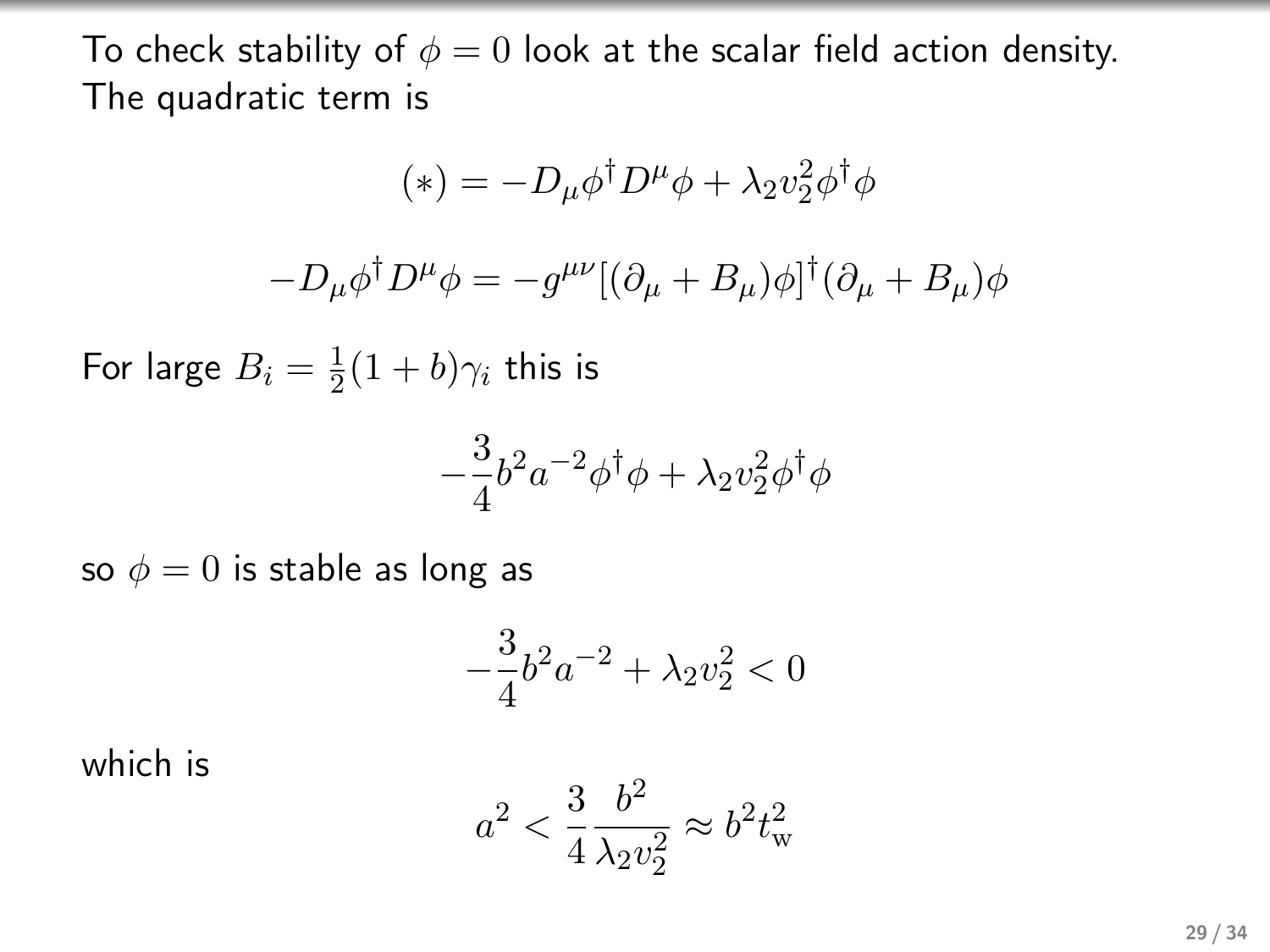To check stability of $\phi = 0$ look at the scalar field action density. The quadratic term is

$$(*) = -D_\mu \phi^\dagger D^\mu \phi + \lambda_2 v_2^2 \phi^\dagger \phi$$

$$-D_\mu \phi^\dagger D^\mu \phi = -g^{\mu\nu}[(\partial_\mu + B_\mu)\phi]^\dagger (\partial_\mu + B_\mu)\phi$$

For large $B_i = \frac{1}{2}(1+b)\gamma_i$ this is

$$-\frac{3}{4} b^2 a^{-2} \phi^\dagger \phi + \lambda_2 v_2^2 \phi^\dagger \phi$$

so $\phi = 0$ is stable as long as

$$-\frac{3}{4} b^2 a^{-2} + \lambda_2 v_2^2 < 0$$

which is

$$a^2 < \frac{3}{4} \frac{b^2}{\lambda_2 v_2^2} \approx b^2 t_{\mathrm{w}}^2$$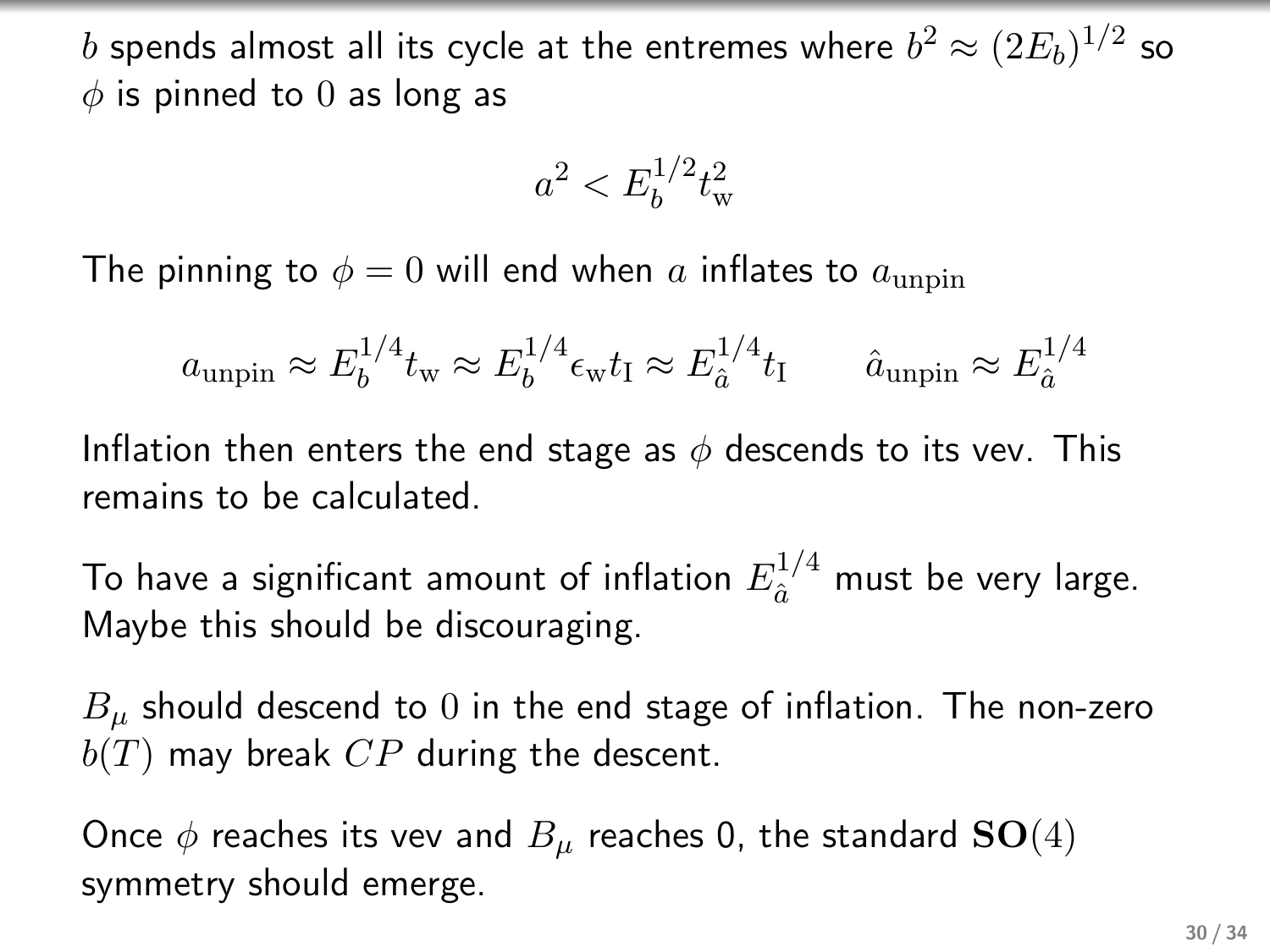$b$ spends almost all its cycle at the entremes where $b^2 \approx (2E_b)^{1/2}$ so $\phi$ is pinned to $0$ as long as

$$a^2 < E_b^{1/2} t_{\mathrm{w}}^2$$

The pinning to $\phi = 0$ will end when $a$ inflates to $a_{\mathrm{unpin}}$

$$a_{\mathrm{unpin}} \approx E_b^{1/4} t_{\mathrm{w}} \approx E_b^{1/4} \epsilon_{\mathrm{w}} t_{\mathrm{I}} \approx E_{\hat{a}}^{1/4} t_{\mathrm{I}} \qquad \hat{a}_{\mathrm{unpin}} \approx E_{\hat{a}}^{1/4}$$

Inflation then enters the end stage as $\phi$ descends to its vev. This remains to be calculated.

To have a significant amount of inflation $E_{\hat{a}}^{1/4}$ must be very large. Maybe this should be discouraging.

$B_\mu$ should descend to $0$ in the end stage of inflation. The non-zero $b(T)$ may break $CP$ during the descent.

Once $\phi$ reaches its vev and $B_\mu$ reaches 0, the standard $\mathbf{SO}(4)$ symmetry should emerge.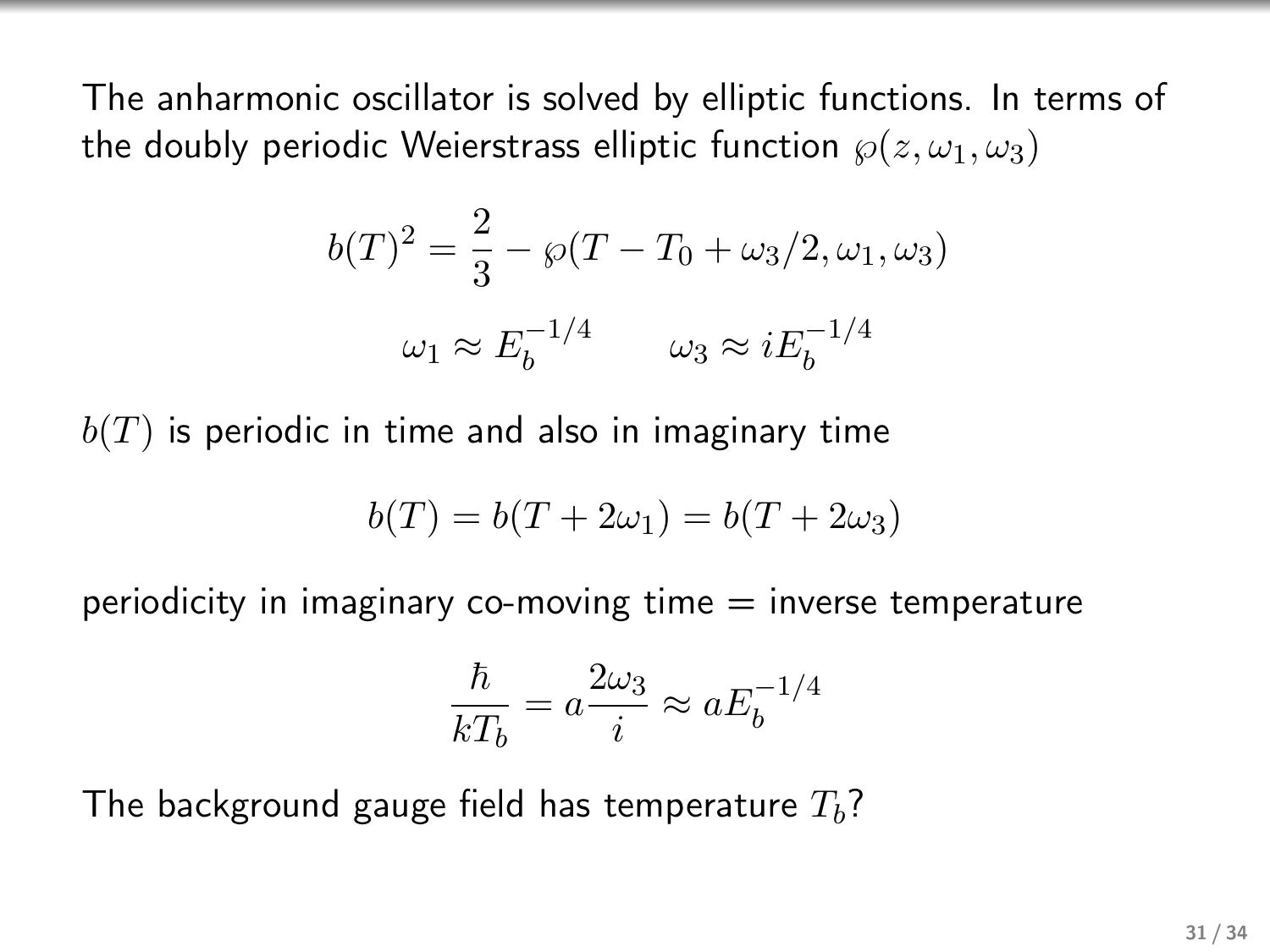The anharmonic oscillator is solved by elliptic functions. In terms of the doubly periodic Weierstrass elliptic function $\wp(z, \omega_1, \omega_3)$

$$b(T)^2 = \frac{2}{3} - \wp(T - T_0 + \omega_3/2, \omega_1, \omega_3)$$

$$\omega_1 \approx E_b^{-1/4} \qquad \omega_3 \approx iE_b^{-1/4}$$

$b(T)$ is periodic in time and also in imaginary time

$$b(T) = b(T + 2\omega_1) = b(T + 2\omega_3)$$

periodicity in imaginary co-moving time = inverse temperature

$$\frac{\hbar}{kT_b} = a\frac{2\omega_3}{i} \approx aE_b^{-1/4}$$

The background gauge field has temperature $T_b$?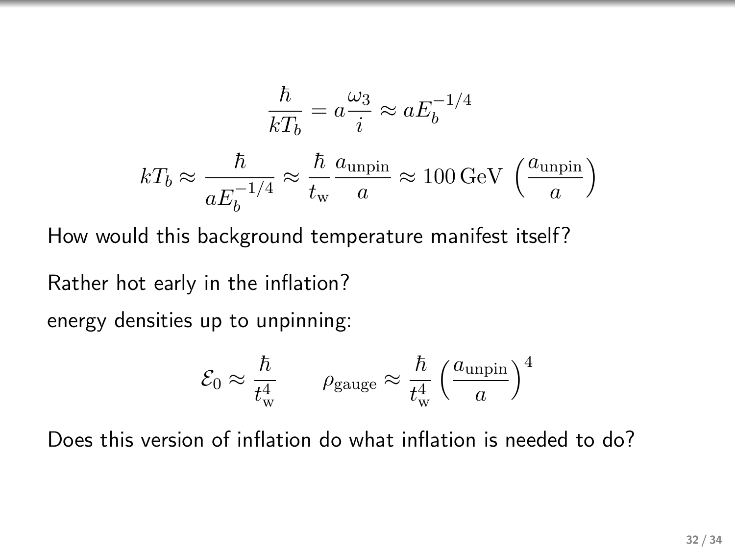$$\frac{\hbar}{kT_b} = a\frac{\omega_3}{i} \approx aE_b^{-1/4}$$

$$kT_b \approx \frac{\hbar}{aE_b^{-1/4}} \approx \frac{\hbar}{t_{\mathrm{w}}}\frac{a_{\mathrm{unpin}}}{a} \approx 100\,\mathrm{GeV}\,\left(\frac{a_{\mathrm{unpin}}}{a}\right)$$

How would this background temperature manifest itself?

Rather hot early in the inflation?

energy densities up to unpinning:

$$\mathcal{E}_0 \approx \frac{\hbar}{t_{\mathrm{w}}^4} \qquad \rho_{\mathrm{gauge}} \approx \frac{\hbar}{t_{\mathrm{w}}^4}\left(\frac{a_{\mathrm{unpin}}}{a}\right)^4$$

Does this version of inflation do what inflation is needed to do?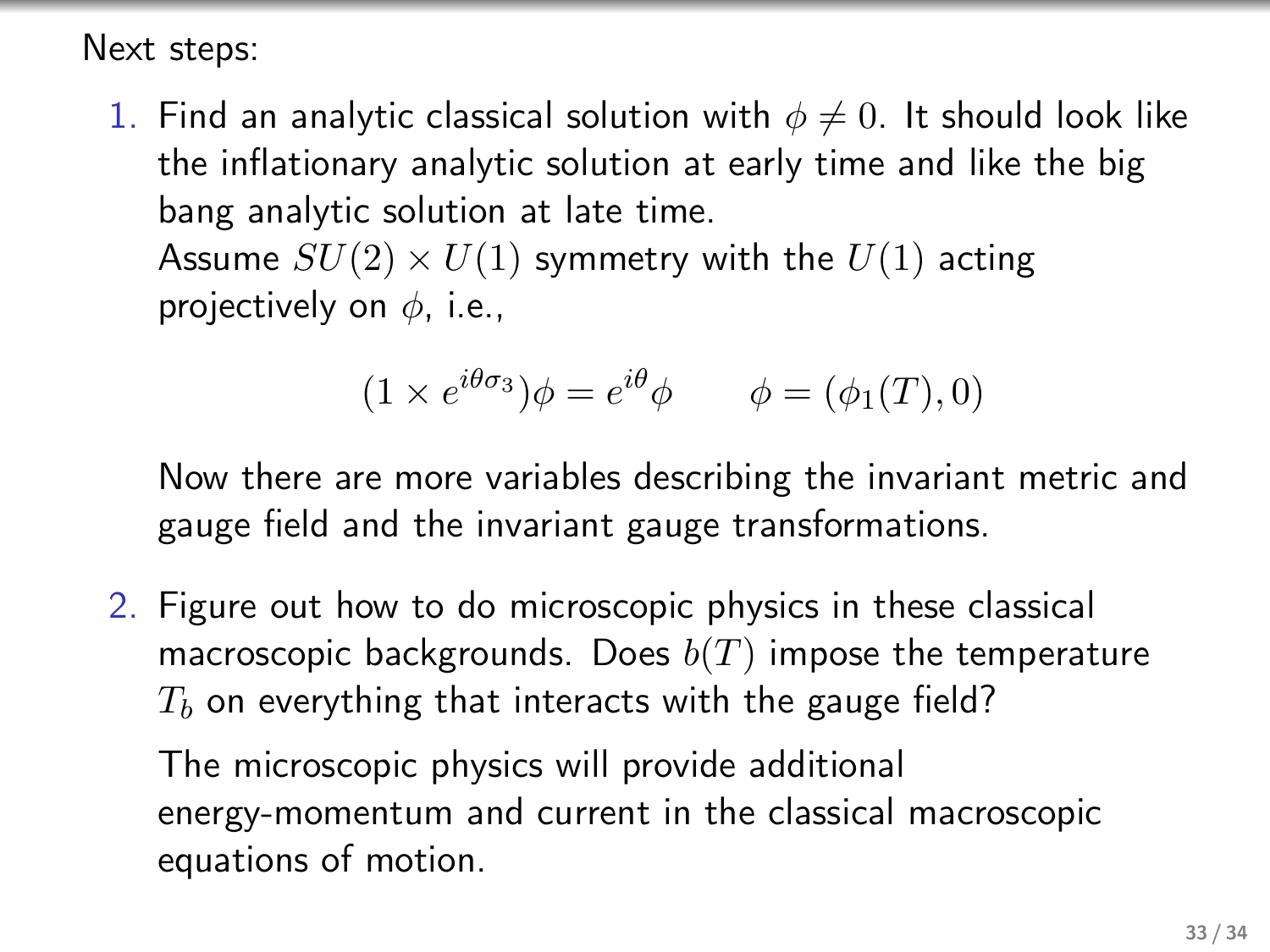Next steps:

1. Find an analytic classical solution with $\phi \neq 0$. It should look like the inflationary analytic solution at early time and like the big bang analytic solution at late time.
   Assume $SU(2) \times U(1)$ symmetry with the $U(1)$ acting projectively on $\phi$, i.e.,

   $$(1 \times e^{i\theta\sigma_3})\phi = e^{i\theta}\phi \qquad \phi = (\phi_1(T), 0)$$

   Now there are more variables describing the invariant metric and gauge field and the invariant gauge transformations.

2. Figure out how to do microscopic physics in these classical macroscopic backgrounds. Does $b(T)$ impose the temperature $T_b$ on everything that interacts with the gauge field?

   The microscopic physics will provide additional energy-momentum and current in the classical macroscopic equations of motion.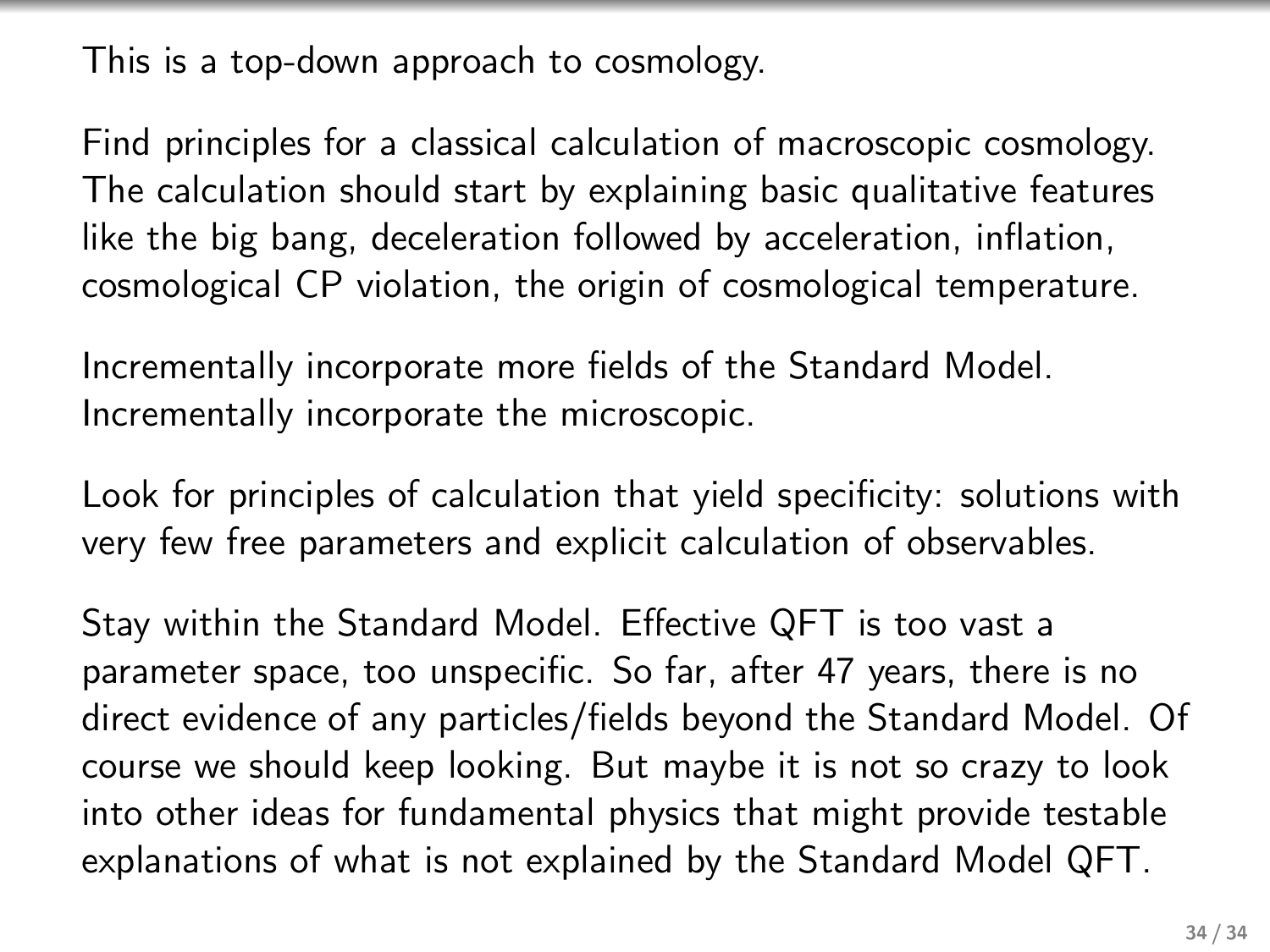This is a top-down approach to cosmology.

Find principles for a classical calculation of macroscopic cosmology. The calculation should start by explaining basic qualitative features like the big bang, deceleration followed by acceleration, inflation, cosmological CP violation, the origin of cosmological temperature.

Incrementally incorporate more fields of the Standard Model. Incrementally incorporate the microscopic.

Look for principles of calculation that yield specificity: solutions with very few free parameters and explicit calculation of observables.

Stay within the Standard Model. Effective QFT is too vast a parameter space, too unspecific. So far, after 47 years, there is no direct evidence of any particles/fields beyond the Standard Model. Of course we should keep looking. But maybe it is not so crazy to look into other ideas for fundamental physics that might provide testable explanations of what is not explained by the Standard Model QFT.